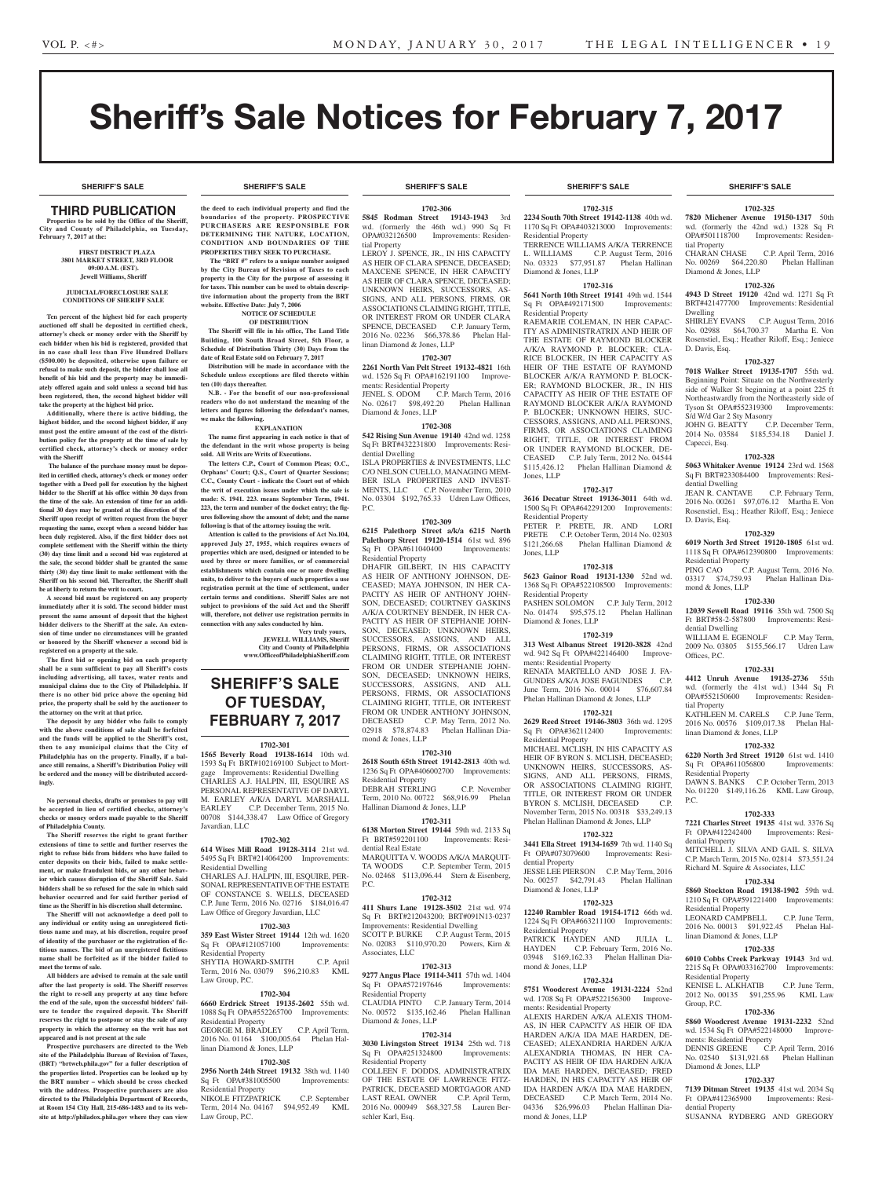# Sheriff's Sale Notices for February 7, 2017

## SHERIFF'S SALE

### THIRD PUBLICATION

**Properties to be sold by the Office of the Sheriff, City and County of Philadelphia, on Tuesday, February 7, 2017 at the:**

**FIRST DISTRICT PLAZA**
**3801 MARKET STREET, 3RD FLOOR**
**09:00 A.M. (EST).**
**Jewell Williams, Sheriff**

**JUDICIAL/FORECLOSURE SALE CONDITIONS OF SHERIFF SALE**

**Ten percent of the highest bid for each property auctioned off shall be deposited in certified check, attorney's check or money order with the Sheriff by each bidder when his bid is registered, provided that in no case shall less than Five Hundred Dollars ($500.00) be deposited, otherwise upon failure or refusal to make such deposit, the bidder shall lose all benefit of his bid and the property may be immediately offered again and sold unless a second bid has been registered, then, the second highest bidder will take the property at the highest bid price.**

**Additionally, where there is active bidding, the highest bidder, and the second highest bidder, if any must post the entire amount of the cost of the distribution policy for the property at the time of sale by certified check, attorney's check or money order with the Sheriff**

**The balance of the purchase money must be deposited in certified check, attorney's check or money order together with a Deed poll for execution by the highest bidder to the Sheriff at his office within 30 days from the time of the sale. An extension of time for an additional 30 days may be granted at the discretion of the Sheriff upon receipt of written request from the buyer requesting the same, except when a second bidder has been duly registered. Also, if the first bidder does not complete settlement with the Sheriff within the thirty (30) day time limit and a second bid was registered at the sale, the second bidder shall be granted the same thirty (30) day time limit to make settlement with the Sheriff on his second bid. Thereafter, the Sheriff shall be at liberty to return the writ to court.**

**A second bid must be registered on any property immediately after it is sold. The second bidder must present the same amount of deposit that the highest bidder delivers to the Sheriff at the sale. An extension of time under no circumstances will be granted or honored by the Sheriff whenever a second bid is registered on a property at the sale.**

**The first bid or opening bid on each property shall be a sum sufficient to pay all Sheriff's costs including advertising, all taxes, water rents and municipal claims due to the City of Philadelphia. If there is no other bid price above the opening bid price, the property shall be sold by the auctioneer to the attorney on the writ at that price.**

**The deposit by any bidder who fails to comply with the above conditions of sale shall be forfeited and the funds will be applied to the Sheriff's cost, then to any municipal claims that the City of Philadelphia has on the property. Finally, if a balance still remains, a Sheriff's Distribution Policy will be ordered and the money will be distributed accordingly.**

**No personal checks, drafts or promises to pay will be accepted in lieu of certified checks, attorney's checks or money orders made payable to the Sheriff of Philadelphia County.**

**The Sheriff reserves the right to grant further extensions of time to settle and further reserves the right to refuse bids from bidders who have failed to enter deposits on their bids, failed to make settlement, or make fraudulent bids, or any other behavior which causes disruption of the Sheriff Sale. Said bidders shall be so refused for the sale in which said behavior occurred and for said further period of time as the Sheriff in his discretion shall determine.**

**The Sheriff will not acknowledge a deed poll to any individual or entity using an unregistered fictitious name and may, at his discretion, require proof of identity of the purchaser or the registration of fictitious names. The bid of an unregistered fictitious name shall be forfeited as if the bidder failed to meet the terms of sale.**

**All bidders are advised to remain at the sale until after the last property is sold. The Sheriff reserves the right to re-sell any property at any time before the end of the sale, upon the successful bidders' failure to tender the required deposit. The Sheriff reserves the right to postpone or stay the sale of any property in which the attorney on the writ has not appeared and is not present at the sale**

**Prospective purchasers are directed to the Web site of the Philadelphia Bureau of Revision of Taxes, (BRT) "brtweb.phila.gov" for a fuller description of the properties listed. Properties can be looked up by the BRT number – which should be cross checked with the address. Prospective purchasers are also directed to the Philadelphia Department of Records, at Room 154 City Hall, 215-686-1483 and to its website at http://philadox.phila.gov where they can view the deed to each individual property and find the boundaries of the property. PROSPECTIVE PURCHASERS ARE RESPONSIBLE FOR DETERMINING THE NATURE, LOCATION, CONDITION AND BOUNDARIES OF THE PROPERTIES THEY SEEK TO PURCHASE.**

**The "BRT #" refers to a unique number assigned by the City Bureau of Revision of Taxes to each property in the City for the purpose of assessing it for taxes. This number can be used to obtain descriptive information about the property from the BRT website. Effective Date: July 7, 2006**

**NOTICE OF SCHEDULE OF DISTRIBUTION**

**The Sheriff will file in his office, The Land Title Building, 100 South Broad Street, 5th Floor, a Schedule of Distribution Thirty (30) Days from the date of Real Estate sold on February 7, 2017**

**Distribution will be made in accordance with the Schedule unless exceptions are filed thereto within ten (10) days thereafter.**

**N.B. - For the benefit of our non-professional readers who do not understand the meaning of the letters and figures following the defendant's names, we make the following.**

**EXPLANATION**

**The name first appearing in each notice is that of the defendant in the writ whose property is being sold. All Writs are Writs of Executions.**

**The letters C.P., Court of Common Pleas; O.C., Orphans' Court; Q.S., Court of Quarter Sessions; C.C., County Court - indicate the Court out of which the writ of execution issues under which the sale is made: S. 1941. 223. means September Term, 1941. 223, the term and number of the docket entry; the figures following show the amount of debt; and the name following is that of the attorney issuing the writ.**

**Attention is called to the provisions of Act No.104, approved July 27, 1955, which requires owners of properties which are used, designed or intended to be used by three or more families, or of commercial establishments which contain one or more dwelling units, to deliver to the buyers of such properties a use registration permit at the time of settlement, under certain terms and conditions. Sheriff Sales are not subject to provisions of the said Act and the Sheriff will, therefore, not deliver use registration permits in connection with any sales conducted by him.**

**Very truly yours,**
**JEWELL WILLIAMS, Sheriff**
**City and County of Philadelphia**
**www.OfficeofPhiladelphiaSheriff.com**

## SHERIFF'S SALE OF TUESDAY, FEBRUARY 7, 2017

**1702-301**

**1565 Beverly Road 19138-1614** 10th wd. 1593 Sq Ft BRT#102169100 Subject to Mortgage Improvements: Residential Dwelling
CHARLES A.J. HALPIN, III, ESQUIRE AS PERSONAL REPRESENTATIVE OF DARYL M. EARLEY A/K/A DARYL MARSHALL EARLEY C.P. December Term, 2015 No. 00708 $144,338.47 Law Office of Gregory Javardian, LLC

**1702-302**

**614 Wises Mill Road 19128-3114** 21st wd. 5495 Sq Ft BRT#214064200 Improvements: Residential Dwelling
CHARLES A.J. HALPIN, III, ESQUIRE, PERSONAL REPRESENTATIVE OF THE ESTATE OF CONSTANCE S. WELLS, DECEASED C.P. June Term, 2016 No. 02716 $184,016.47 Law Office of Gregory Javardian, LLC

**1702-303**

**359 East Wister Street 19144** 12th wd. 1620 Sq Ft OPA#121057100 Improvements: Residential Property
SHYTIA HOWARD-SMITH C.P. April Term, 2016 No. 03079 $96,210.83 KML Law Group, P.C.

**1702-304**

**6660 Erdrick Street 19135-2602** 55th wd. 1088 Sq Ft OPA#552265700 Improvements: Residential Property
GEORGE M. BRADLEY C.P. April Term, 2016 No. 01164 $100,005.64 Phelan Hallinan Diamond & Jones, LLP

**1702-305**

**2956 North 24th Street 19132** 38th wd. 1140 Sq Ft OPA#381005500 Improvements: Residential Property
NIKOLE FITZPATRICK C.P. September Term, 2014 No. 04167 $94,952.49 KML Law Group, P.C.

**1702-306**

**5845 Rodman Street 19143-1943** 3rd wd. (formerly the 46th wd.) 990 Sq Ft OPA#032126500 Improvements: Residential Property
LEROY J. SPENCE, JR., IN HIS CAPACITY AS HEIR OF CLARA SPENCE, DECEASED; MAXCENE SPENCE, IN HER CAPACITY AS HEIR OF CLARA SPENCE, DECEASED; UNKNOWN HEIRS, SUCCESSORS, ASSIGNS, AND ALL PERSONS, FIRMS, OR ASSOCIATIONS CLAIMING RIGHT, TITLE, OR INTEREST FROM OR UNDER CLARA SPENCE, DECEASED C.P. January Term, 2016 No. 02236 $66,378.86 Phelan Hallinan Diamond & Jones, LLP

**1702-307**

**2261 North Van Pelt Street 19132-4821** 16th wd. 1526 Sq Ft OPA#162191100 Improvements: Residential Property
JENEL S. ODOM C.P. March Term, 2016 No. 02617 $98,492.20 Phelan Hallinan Diamond & Jones, LLP

**1702-308**

**542 Rising Sun Avenue 19140** 42nd wd. 1258 Sq Ft BRT#422331800 Improvements: Residential Dwelling
ISLA PROPERTIES & INVESTMENTS, LLC C/O NELSON CUELLO, MANAGING MEMBER ISLA PROPERTIES AND INVESTMENTS, LLC C.P. November Term, 2010 No. 03304 $192,765.33 Udren Law Offices, P.C.

**1702-309**

**6215 Palethorp Street a/k/a 6215 North Palethorp Street 19120-1514** 61st wd. 896 Sq Ft OPA#611040400 Improvements: Residential Property
DHAFIR GILBERT, IN HIS CAPACITY AS HEIR OF ANTHONY JOHNSON, DECEASED; MAYA JOHNSON, IN HER CAPACITY AS HEIR OF ANTHONY JOHNSON, DECEASED; COURTNEY GASKINS A/K/A COURTNEY BENDER, IN HER CAPACITY AS HEIR OF STEPHANIE JOHNSON, DECEASED; UNKNOWN HEIRS, SUCCESSORS, ASSIGNS, AND ALL PERSONS, FIRMS, OR ASSOCIATIONS CLAIMING RIGHT, TITLE, OR INTEREST FROM OR UNDER STEPHANIE JOHNSON, DECEASED; UNKNOWN HEIRS, SUCCESSORS, ASSIGNS, AND ALL PERSONS, FIRMS, OR ASSOCIATIONS CLAIMING RIGHT, TITLE, OR INTEREST FROM OR UNDER ANTHONY JOHNSON, DECEASED C.P. May Term, 2012 No. 02918 $78,874.83 Phelan Hallinan Diamond & Jones, LLP

**1702-310**

**2618 South 6th Street 19142-2813** 40th wd. 1236 Sq Ft OPA#406002700 Improvements: Residential Property
DEBRAH STERLING C.P. November Term, 2010 No. 00722 $68,916.99 Phelan Hallinan Diamond & Jones, LLP

**1702-311**

**6138 Morton Street 19144** 59th wd. 2133 Sq Ft BRT#592201100 Improvements: Residential Real Estate
MARQUITTA V. WOODS A/K/A MARQUITTA WOODS C.P. September Term, 2015 No. 02468 $113,096.44 Stern & Eisenberg, P.C.

**1702-312**

**411 Shurs Lane 19128-3502** 21st wd. 974 Sq Ft BRT#212043200; BRT#091N13-0237 Improvements: Residential Dwelling
SCOTT P. BURKE C.P. August Term, 2015 No. 02083 $110,970.20 Powers, Kirn & Associates, LLC

**1702-313**

**9277 Angus Place 19114-3411** 57th wd. 1404 Sq Ft OPA#572197646 Improvements: Residential Property
CLAUDIA PINTO C.P. January Term, 2014 No. 00572 $135,162.46 Phelan Hallinan Diamond & Jones, LLP

**1702-314**

**3030 Livingston Street 19134** 25th wd. 718 Sq Ft OPA#251324800 Improvements: Residential Property
COLLEEN F. DODDS, ADMINISTRATRIX OF THE ESTATE OF LAWRENCE FITZPATRICK, DECEASED MORTGAGOR AND LAST REAL OWNER C.P. April Term, 2016 No. 000949 $68,327.58 Lauren Berschler Karl, Esq.

**1702-315**

**2234 South 70th Street 19142-1138** 40th wd. 1170 Sq Ft OPA#403213000 Improvements: Residential Property
TERRENCE WILLIAMS A/K/A TERRENCE L. WILLIAMS C.P. August Term, 2016 No. 03323 $77,951.87 Phelan Hallinan Diamond & Jones, LLP

**1702-316**

**5641 North 10th Street 19141** 49th wd. 1544 Sq Ft OPA#492171500 Improvements: Residential Property
RAEMARIE COLEMAN, IN HER CAPACITY AS ADMINISTRATRIX AND HEIR OF THE ESTATE OF RAYMOND BLOCKER A/K/A RAYMOND P. BLOCKER; CLARICE BLOCKER, IN HER CAPACITY AS HEIR OF THE ESTATE OF RAYMOND BLOCKER A/K/A RAYMOND P. BLOCKER; RAYMOND BLOCKER, JR., IN HIS CAPACITY AS HEIR OF THE ESTATE OF RAYMOND BLOCKER A/K/A RAYMOND P. BLOCKER; UNKNOWN HEIRS, SUCCESSORS, ASSIGNS, AND ALL PERSONS, FIRMS, OR ASSOCIATIONS CLAIMING RIGHT, TITLE, OR INTEREST FROM OR UNDER RAYMOND BLOCKER, DECEASED C.P. July Term, 2012 No. 04544 $115,426.12 Phelan Hallinan Diamond & Jones, LLP

**1702-317**

**3616 Decatur Street 19136-3011** 64th wd. 1500 Sq Ft OPA#642291200 Improvements: Residential Property
PETER P. PRETE, JR. AND LORI PRETE C.P. October Term, 2014 No. 02303 $121,266.68 Phelan Hallinan Diamond & Jones, LLP

**1702-318**

**5623 Gainor Road 19131-1330** 52nd wd. 1368 Sq Ft OPA#522108500 Improvements: Residential Property
PASHEN SOLOMON C.P. July Term, 2012 No. 01474 $95,575.12 Phelan Hallinan Diamond & Jones, LLP

**1702-319**

**313 West Albanus Street 19120-3828** 42nd wd. 942 Sq Ft OPA#422146400 Improvements: Residential Property
RENATA MARTELLO AND JOSE J. FAGUNDES A/K/A JOSE FAGUNDES C.P. June Term, 2016 No. 00014 $76,607.84 Phelan Hallinan Diamond & Jones, LLP

**1702-321**

**2629 Reed Street 19146-3803** 36th wd. 1295 Sq Ft OPA#362112400 Improvements: Residential Property
MICHAEL MCLISH, IN HIS CAPACITY AS HEIR OF BYRON S. MCLISH, DECEASED; UNKNOWN HEIRS, SUCCESSORS, ASSIGNS, AND ALL PERSONS, FIRMS, OR ASSOCIATIONS CLAIMING RIGHT, TITLE, OR INTEREST FROM OR UNDER BYRON S. MCLISH, DECEASED C.P. November Term, 2015 No. 00318 $33,249.13 Phelan Hallinan Diamond & Jones, LLP

**1702-322**

**3441 Ella Street 19134-1659** 7th wd. 1140 Sq Ft OPA#073079600 Improvements: Residential Property
JESSE LEE PIERSON C.P. May Term, 2016 No. 00257 $42,791.43 Phelan Hallinan Diamond & Jones, LLP

**1702-323**

**12240 Rambler Road 19154-1712** 66th wd. 1224 Sq Ft OPA#663211100 Improvements: Residential Property
PATRICK HAYDEN AND JULIA L. HAYDEN C.P. February Term, 2016 No. 03948 $169,162.33 Phelan Hallinan Diamond & Jones, LLP

**1702-324**

**5751 Woodcrest Avenue 19131-2224** 52nd wd. 1708 Sq Ft OPA#522156300 Improvements: Residential Property
ALEXIS HARDEN A/K/A ALEXIS THOMAS, IN HER CAPACITY AS HEIR OF IDA HARDEN A/K/A IDA MAE HARDEN, DECEASED; ALEXANDRIA HARDEN A/K/A ALEXANDRIA THOMAS, IN HER CAPACITY AS HEIR OF IDA HARDEN A/K/A IDA MAE HARDEN, DECEASED; FRED HARDEN, IN HIS CAPACITY AS HEIR OF IDA HARDEN A/K/A IDA MAE HARDEN, DECEASED C.P. March Term, 2014 No. 04336 $26,996.03 Phelan Hallinan Diamond & Jones, LLP

**1702-325**

**7820 Michener Avenue 19150-1317** 50th wd. (formerly the 42nd wd.) 1328 Sq Ft OPA#501118700 Improvements: Residential Property
CHARAN CHASE C.P. April Term, 2016 No. 00269 $64,220.80 Phelan Hallinan Diamond & Jones, LLP

**1702-326**

**4943 D Street 19120** 42nd wd. 1271 Sq Ft BRT#421477700 Improvements: Residential Dwelling
SHIRLEY EVANS C.P. August Term, 2016 No. 02988 $64,700.37 Martha E. Von Rosenstiel, Esq.; Heather Riloff, Esq.; Jeniece D. Davis, Esq.

**1702-327**

**7018 Walker Street 19135-1707** 55th wd. Beginning Point: Situate on the Northwesterly side of Walker St beginning at a point 225 ft Northeastwardly from the Northeasterly side of Tyson St OPA#552319300 Improvements: S/d W/d Gar 2 Sty Masonry
JOHN G. BEATTY C.P. December Term, 2014 No. 03584 $185,534.18 Daniel J. Capecci, Esq.

**1702-328**

**5063 Whitaker Avenue 19124** 23rd wd. 1568 Sq Ft BRT#233084400 Improvements: Residential Dwelling
JEAN R. CANTAVE C.P. February Term, 2016 No. 00261 $97,076.12 Martha E. Von Rosenstiel, Esq.; Heather Riloff, Esq.; Jeniece D. Davis, Esq.

**1702-329**

**6019 North 3rd Street 19120-1805** 61st wd. 1118 Sq Ft OPA#612390800 Improvements: Residential Property
PING CAO C.P. August Term, 2016 No. 03317 $74,759.93 Phelan Hallinan Diamond & Jones, LLP

**1702-330**

**12039 Sewell Road 19116** 35th wd. 7500 Sq Ft BRT#58-2-587800 Improvements: Residential Dwelling
WILLIAM E. EGENOLF C.P. May Term, 2009 No. 03805 $155,566.17 Udren Law Offices, P.C.

**1702-331**

**4412 Unruh Avenue 19135-2736** 55th wd. (formerly the 41st wd.) 1344 Sq Ft OPA#552150600 Improvements: Residential Property
KATHLEEN M. CARELS C.P. June Term, 2016 No. 00576 $109,017.38 Phelan Hallinan Diamond & Jones, LLP

**1702-332**

**6220 North 3rd Street 19120** 61st wd. 1410 Sq Ft OPA#611056800 Improvements: Residential Property
DAWN S. BANKS C.P. October Term, 2013 No. 01220 $149,116.26 KML Law Group, P.C.

**1702-333**

**7221 Charles Street 19135** 41st wd. 3376 Sq Ft OPA#412242400 Improvements: Residential Property
MITCHELL J. SILVA AND GAIL S. SILVA C.P. March Term, 2015 No. 02814 $73,551.24 Richard M. Squire & Associates, LLC

**1702-334**

**5860 Stockton Road 19138-1902** 59th wd. 1210 Sq Ft OPA#591221400 Improvements: Residential Property
LEONARD CAMPBELL C.P. June Term, 2016 No. 00013 $91,922.45 Phelan Hallinan Diamond & Jones, LLP

**1702-335**

**6010 Cobbs Creek Parkway 19143** 3rd wd. 2215 Sq Ft OPA#033162700 Improvements: Residential Property
KENISE L. ALKHATIB C.P. June Term, 2012 No. 00135 $91,255.96 KML Law Group, P.C.

**1702-336**

**5860 Woodcrest Avenue 19131-2232** 52nd wd. 1534 Sq Ft OPA#522148000 Improvements: Residential Property
DENNIS GREENE C.P. April Term, 2016 No. 02540 $131,921.68 Phelan Hallinan Diamond & Jones, LLP

**1702-337**

**7139 Ditman Street 19135** 41st wd. 2034 Sq Ft OPA#412365900 Improvements: Residential Property
SUSANNA RYDBERG AND GREGORY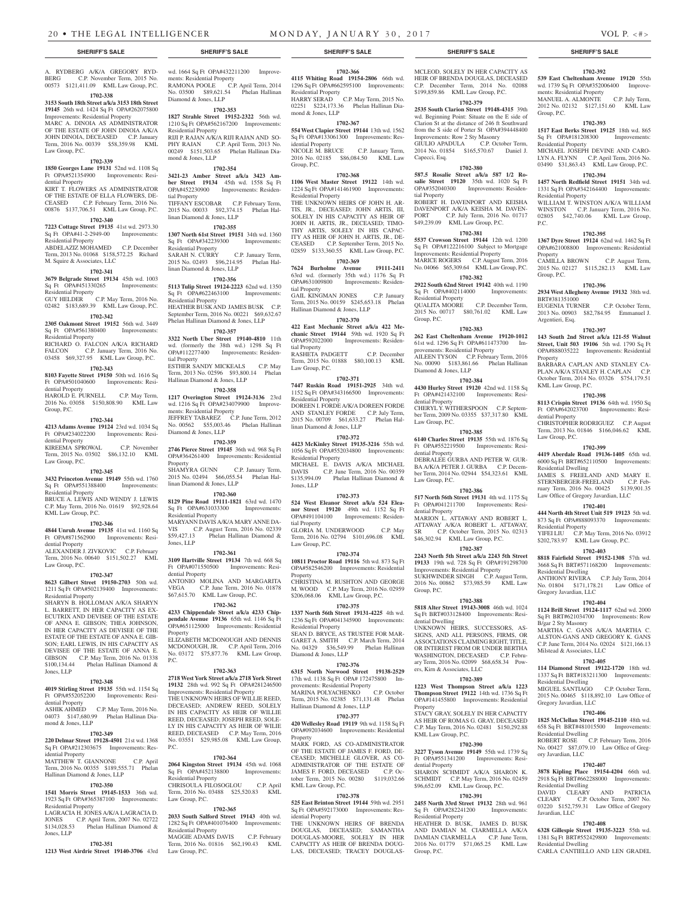A. RYDBERG A/K/A GREGORY RYDBERG C.P. November Term, 2015 No. 00573 $121,411.09 KML Law Group, P.C.

**1702-338**

**3153 South 18th Street a/k/a 3153 18th Street 19145** 26th wd. 1424 Sq Ft OPA#262075800 Improvements: Residential Property
MARC A. DINOIA AS ADMINISTRATOR OF THE ESTATE OF JOHN DINOIA A/K/A JOHN DINOIA, DECEASED C.P. January Term, 2016 No. 00339 $58,359.98 KML Law Group, P.C.

**1702-339**

**1850 Georges Lane 19131** 52nd wd. 1108 Sq Ft OPA#521354900 Improvements: Residential Property
KIRT T. FLOWERS AS ADMINISTRATOR OF THE ESTATE OF ELLA FLOWERS, DECEASED C.P. February Term, 2016 No. 00876 $137,706.51 KML Law Group, P.C.

**1702-340**

**7223 Cottage Street 19135** 41st wd. 2973.30 Sq Ft OPA#41-2-2949-00 Improvements: Residential Property
ABDELAZIZ MOHAMED C.P. December Term, 2013 No. 01068 $158,572.25 Richard M. Squire & Associates, LLC

**1702-341**

**3679 Belgrade Street 19134** 45th wd. 1003 Sq Ft OPA#451330265 Improvements: Residential Property
GUY HELDER C.P. May Term, 2016 No. 02482 $183,689.39 KML Law Group, P.C.

**1702-342**

**2305 Oakmont Street 19152** 56th wd. 3449 Sq Ft OPA#561380400 Improvements: Residential Property
RICHARD O. FALCON A/K/A RICHARD FALCON C.P. January Term, 2016 No. 03458 $69,327.95 KML Law Group, P.C.

**1702-343**

**8103 Fayette Street 19150** 50th wd. 1616 Sq Ft OPA#501040600 Improvements: Residential Property
HAROLD E. PURNELL C.P. May Term, 2016 No. 03058 $150,808.90 KML Law Group, P.C.

**1702-344**

**4213 Adams Avenue 19124** 23rd wd. 1034 Sq Ft OPA#234022200 Improvements: Residential Property
KIREEMA SPROWAL C.P. November Term, 2015 No. 03502 $86,132.10 KML Law Group, P.C.

**1702-345**

**3432 Princeton Avenue 19149** 55th wd. 1760 Sq Ft OPA#551388400 Improvements: Residential Property
BRUCE A. LEWIS AND WENDY J. LEWIS C.P. May Term, 2016 No. 01619 $92,928.64 KML Law Group, P.C.

**1702-346**

**4844 Unruh Avenue 19135** 41st wd. 1160 Sq Ft OPA#871562900 Improvements: Residential Property
ALEXANDER J. ZIVKOVIC C.P. February Term, 2016 No. 00640 $151,502.27 KML Law Group, P.C.

**1702-347**

**8623 Gilbert Street 19150-2703** 50th wd. 1211 Sq Ft OPA#502139400 Improvements: Residential Property
SHARYN B. HOLLOMAN A/K/A SHARYN L. BARRETT, IN HER CAPACITY AS EXECUTRIX AND DEVISEE OF THE ESTATE OF ANNA E. GIBSON; THEA JOHNSON, IN HER CAPACITY AS DEVISEE OF THE ESTATE OF THE ESTATE OF ANNA E. GIBSON; EARL LEWIS, IN HIS CAPACITY AS DEVISEE OF THE ESTATE OF ANNA E. GIBSON C.P. May Term, 2016 No. 01338 $100,134.44 Phelan Hallinan Diamond & Jones, LLP

**1702-348**

**4019 Stirling Street 19135** 55th wd. 1154 Sq Ft OPA#552052200 Improvements: Residential Property
ASHIK AHMED C.P. May Term, 2016 No. 04073 $147,680.99 Phelan Hallinan Diamond & Jones, LLP

**1702-349**

**220 Delmar Street 19128-4501** 21st wd. 1368 Sq Ft OPA#212303675 Improvements: Residential Property
MATTHEW T. GIANNONE C.P. April Term, 2016 No. 00355 $189,555.71 Phelan Hallinan Diamond & Jones, LLP

**1702-350**

**1541 Morris Street 19145-1533** 36th wd. 1923 Sq Ft OPA#365387100 Improvements: Residential Property
LAGRACIA H. JONES A/K/A LAGRACIA D. JONES C.P. April Term, 2007 No. 02722 $134,028.53 Phelan Hallinan Diamond & Jones, LLP

**1702-351**

**1213 West Airdrie Street 19140-3706** 43rd wd. 1664 Sq Ft OPA#432211200 Improvements: Residential Property
RAMONA POOLE C.P. April Term, 2014 No. 03500 $89,621.54 Phelan Hallinan Diamond & Jones, LLP

**1702-353**

**1827 Strahle Street 19152-2322** 56th wd. 1210 Sq Ft OPA#562167200 Improvements: Residential Property
RIJI P. RAJAN A/K/A RIJI RAJAN AND SOPHY RAJAN C.P. April Term, 2013 No. 00249 $151,503.65 Phelan Hallinan Diamond & Jones, LLP

**1702-354**

**3421-23 Amber Street a/k/a 3423 Amber Street 19134** 45th wd. 1558 Sq Ft OPA#452230900 Improvements: Residential Property
TIFFANY ESCOBAR C.P. February Term, 2015 No. 00033 $92,374.15 Phelan Hallinan Diamond & Jones, LLP

**1702-355**

**1307 North 61st Street 19151** 34th wd. 1360 Sq Ft OPA#342239300 Improvements: Residential Property
SARAH N. CURRY C.P. January Term, 2015 No. 02493 $96,214.95 Phelan Hallinan Diamond & Jones, LLP

**1702-356**

**5113 Tulip Street 19124-2223** 62nd wd. 1350 Sq Ft OPA#622463100 Improvements: Residential Property
HEATHER BUSK AND JAMES BUSK C.P. September Term, 2016 No. 00221 $69,632.67 Phelan Hallinan Diamond & Jones, LLP

**1702-357**

**3322 North Uber Street 19140-4810** 11th wd. (formerly the 38th wd.) 1298 Sq Ft OPA#112277400 Improvements: Residential Property
ESTHER SANDY MICKEALS C.P. May Term, 2013 No. 02596 $93,800.14 Phelan Hallinan Diamond & Jones, LLP

**1702-358**

**1217 Overington Street 19124-3136** 23rd wd. 1216 Sq Ft OPA#234079900 Improvements: Residential Property
JEFFREY TABAREZ C.P. June Term, 2012 No. 00562 $55,003.46 Phelan Hallinan Diamond & Jones, LLP

**1702-359**

**2746 Pierce Street 19145** 36th wd. 968 Sq Ft OPA#364261400 Improvements: Residential Property
SHAMYRA GUNN C.P. January Term, 2015 No. 02494 $66,055.54 Phelan Hallinan Diamond & Jones, LLP

**1702-360**

**8129 Pine Road 19111-1821** 63rd wd. 1470 Sq Ft OPA#631033300 Improvements: Residential Property
MARYANN DAVIS A/K/A MARY ANNE DAVIS C.P. August Term, 2016 No. 02339 $59,427.13 Phelan Hallinan Diamond & Jones, LLP

**1702-361**

**3109 Hartville Street 19134** 7th wd. 668 Sq Ft OPA#071550500 Improvements: Residential Property
ANTONIO MOLINA AND MARGARITA VEGA C.P. June Term, 2016 No. 01878 $67,615.70 KML Law Group, P.C.

**1702-362**

**4233 Chippendale Street a/k/a 4233 Chippendale Avenue 19136** 65th wd. 1146 Sq Ft OPA#651125000 Improvements: Residential Property
ELIZABETH MCDONOUGH AND DENNIS MCDONOUGH, JR. C.P. April Term, 2016 No. 03172 $75,877.76 KML Law Group, P.C.

**1702-363**

**2718 West York Street a/k/a 2718 York Street 19132** 28th wd. 992 Sq Ft OPA#281246500 Improvements: Residential Property
THE UNKNOWN HEIRS OF WILLIE REED, DECEASED; ANDREW REED, SOLELY IN HIS CAPACITY AS HEIR OF WILLIE REED, DECEASED; JOSEPH REED, SOLELY IN HIS CAPACITY AS HEIR OF WILIE REED, DECEASED C.P. May Term, 2016 No. 03551 $29,985.08 KML Law Group, P.C.

**1702-364**

**2064 Kingston Street 19134** 45th wd. 1068 Sq Ft OPA#452138800 Improvements: Residential Property
CHRISOULA FILOSOGLOU C.P. April Term, 2016 No. 03488 $25,520.83 KML Law Group, P.C.

**1702-365**

**2033 South Salford Street 19143** 40th wd. 1282 Sq Ft OPA#401076400 Improvements: Residential Property
MAGGIE ADAMS DAVIS C.P. February Term, 2016 No. 01816 $62,190.43 KML Law Group, P.C.

**1702-366**

**4115 Whiting Road 19154-2806** 66th wd. 1296 Sq Ft OPA#662595100 Improvements: Residential Property
HARRY SERAD C.P. May Term, 2015 No. 02251 $224,173.36 Phelan Hallinan Diamond & Jones, LLP

**1702-367**

**554 West Clapier Street 19144** 13th wd. 1562 Sq Ft OPA#133061300 Improvements: Residential Property
NICOLE M. BRUCE C.P. January Term, 2016 No. 02185 $86,084.50 KML Law Group, P.C.

**1702-368**

**1106 West Master Street 19122** 14th wd. 1224 Sq Ft OPA#141461900 Improvements: Residential Property
THE UNKNOWN HEIRS OF JOHN H. ARTIS, JR., DECEASED; JOHN ARTIS, III, SOLELY IN HIS CAPACITY AS HEIR OF JOHN H. ARTIS, JR., DECEASED; TIMOTHY ARTIS, SOLELY IN HIS CAPACITY AS HEIR OF JOHN H. ARTIS, JR., DECEASED C.P. September Term, 2015 No. 02859 $133,360.55 KML Law Group, P.C.

**1702-369**

**7624 Burholme Avenue 19111-2411** 63rd wd. (formerly 35th wd.) 1176 Sq Ft OPA#631009800 Improvements: Residential Property
GAIL KINGMAN JONES C.P. January Term, 2015 No. 00159 $245,653.18 Phelan Hallinan Diamond & Jones, LLP

**1702-370**

**422 East Mechanic Street a/k/a 422 Mechanic Street 19144** 59th wd. 1920 Sq Ft OPA#592022000 Improvements: Residential Property
RASHETA PADGETT C.P. December Term, 2015 No. 01888 $80,100.13 KML Law Group, P.C.

**1702-371**

**7447 Ruskin Road 19151-2925** 34th wd. 1152 Sq Ft OPA#343166500 Improvements: Residential Property
DOREEN I. FORDE A/K/A DOREEN FORDE AND STANLEY FORDE C.P. July Term, 2015 No. 00709 $61,633.27 Phelan Hallinan Diamond & Jones, LLP

**1702-372**

**4423 McKinley Street 19135-3216** 55th wd. 1056 Sq Ft OPA#552034800 Improvements: Residential Property
MICHAEL E. DAVIS A/K/A MICHAEL DAVIS C.P. June Term, 2016 No. 00359 $135,994.09 Phelan Hallinan Diamond & Jones, LLP

**1702-373**

**524 West Eleanor Street a/k/a 524 Eleanor Street 19120** 49th wd. 1152 Sq Ft OPA#491104100 Improvements: Residential Property
GLORIA M. UNDERWOOD C.P. May Term, 2016 No. 02794 $101,696.08 KML Law Group, P.C.

**1702-374**

**10811 Proctor Road 19116** 5th wd. 873 Sq Ft OPA#582546200 Improvements: Residential Property
CHRISTINA M. RUSHTON AND GEORGE M. WOOD C.P. May Term, 2016 No. 02959 $206,068.06 KML Law Group, P.C.

**1702-375**

**1337 North 56th Street 19131-4225** 4th wd. 1236 Sq Ft OPA#041345900 Improvements: Residential Property
SEAN D. BRYCE, AS TRUSTEE FOR MARGARET A. SMITH C.P. March Term, 2014 No. 04329 $36,549.99 Phelan Hallinan Diamond & Jones, LLP

**1702-376**

**6315 North Norwood Street 19138-2529** 17th wd. 1138 Sq Ft OPA# 172475800 Improvements: Residential Property
MARINA POLYACHENKO C.P. October Term, 2015 No. 02385 $71,131.48 Phelan Hallinan Diamond & Jones, LLP

**1702-377**

**420 Wellesley Road 19119** 9th wd. 1158 Sq Ft OPA#092034600 Improvements: Residential Property
MARK FORD, AS CO-ADMINISTRATOR OF THE ESTATE OF JAMES F. FORD, DECEASED; MICHELLE GLOVER, AS CO-ADMINISTRATOR OF THE ESTATE OF JAMES F. FORD, DECEASED C.P. October Term, 2015 No. 00280 $119,032.66 KML Law Group, P.C.

**1702-378**

**525 East Brinton Street 19144** 59th wd. 2951 Sq Ft OPA#592173000 Improvements: Residential Property
THE UNKNOWN HEIRS OF BRENDA DOUGLAS, DECEASED; SAMANTHA DOUGLAS-MOORE, SOLELY IN HER CAPACITY AS HEIR OF BRENDA DOUGLAS, DECEASED; TRACEY DOUGLAS-MCLEOD, SOLELY IN HER CAPACITY AS HEIR OF BRENDA DOUGLAS, DECEASED C.P. December Term, 2014 No. 02088 $199,859.86 KML Law Group, P.C.

**1702-379**

**2535 South Clarion Street 19148-4315** 39th wd. Beginning Point: Situate on the E side of Clarion St at the distance of 246 ft Southward from the S side of Porter St OPA#394448400 Improvements: Row 2 Sty Masonry
GIULIO APADULA C.P. October Term, 2014 No. 01854 $165,570.67 Daniel J. Capecci, Esq.

**1702-380**

**587.5 Rosalie Street a/k/a 587 1/2 Rosalie Street 19120** 35th wd. 1020 Sq Ft OPA#352040300 Improvements: Residential Property
ROBERT H. DAVENPORT AND KEISHA DAVENPORT A/K/A KEISHA M. DAVENPORT C.P. July Term, 2016 No. 01717 $49,239.09 KML Law Group, P.C.

**1702-381**

**5537 Crowson Street 19144** 12th wd. 1200 Sq Ft OPA#122216100 Subject to Mortgage Improvements: Residential Property
MARICE ROGERS C.P. August Term, 2016 No. 04066 $65,309.64 KML Law Group, P.C.

**1702-382**

**2922 South 62nd Street 19142** 40th wd. 1190 Sq Ft OPA#402114000 Improvements: Residential Property
QUALITA MOORE C.P. December Term, 2015 No. 00717 $80,761.02 KML Law Group, P.C.

**1702-383**

**262 East Cheltenham Avenue 19120-1012** 61st wd. 1296 Sq Ft OPA#611473700 Improvements: Residential Property
AILEEN TYSON C.P. February Term, 2016 No. 00090 $183,861.66 Phelan Hallinan Diamond & Jones, LLP

**1702-384**

**4430 Hurley Street 19120** 42nd wd. 1158 Sq Ft OPA#421432100 Improvements: Residential Property
CHERYL Y. WITHERSPOON C.P. September Term, 2009 No. 03355 $37,317.80 KML Law Group, P.C.

**1702-385**

**6140 Charles Street 19135** 55th wd. 1876 Sq Ft OPA#552219500 Improvements: Residential Property
DEBRALEE GURBA AND PETER W. GURBA A/K/A PETER J. GURBA C.P. December Term, 2014 No. 02944 $54,323.61 KML Law Group, P.C.

**1702-386**

**517 North 56th Street 19131** 4th wd. 1175 Sq Ft OPA#041211700 Improvements: Residential Property
MARION L. ATTAWAY AND ROBERT L. ATTAWAY A/K/A ROBERT L. ATTAWAY, SR C.P. October Term, 2015 No. 02313 $46,302.94 KML Law Group, P.C.

**1702-387**

**2243 North 5th Street a/k/a 2243 5th Street 19133** 19th wd. 728 Sq Ft OPA#191298700 Improvements: Residential Property
SUKHWINDER SINGH C.P. August Term, 2016 No. 00862 $73,985.59 KML Law Group, P.C.

**1702-388**

**5818 Alter Street 19143-3008** 46th wd. 1024 Sq Ft BRT#033128400 Improvements: Residential Dwelling
UNKNOWN HEIRS, SUCCESSORS, ASSIGNS, AND ALL PERSONS, FIRMS, OR ASSOCIATIONS CLAIMING RIGHT, TITLE, OR INTEREST FROM OR UNDER BERTHA WASHINGTON, DECEASED C.P. February Term, 2016 No. 02099 $68,658.34 Powers, Kirn & Associates, LLC

**1702-389**

**1223 West Thompson Street a/k/a 1223 Thompson Street 19122** 14th wd. 1736 Sq Ft OPA#141455800 Improvements: Residential Property
STACY GRAY, SOLELY IN HER CAPACITY AS HEIR OF ROMAS G. GRAY, DECEASED C.P. May Term, 2016 No. 02481 $150,292.88 KML Law Group, P.C.

**1702-390**

**3227 Tyson Avenue 19149** 55th wd. 1739 Sq Ft OPA#551341200 Improvements: Residential Property
SHARON SCHMIDT A/K/A SHARON K. SCHMIDT C.P. May Term, 2016 No. 02459 $96,652.09 KML Law Group, P.C.

**1702-391**

**2455 North 33rd Street 19132** 28th wd. 961 Sq Ft OPA#282241200 Improvements: Residential Property
HEATHER D. BUSK, JAMES D. BUSK AND DAMIAN M. CIARMELLA A/K/A DAMIAN CIARMELLA C.P. June Term, 2016 No. 01779 $71,065.25 KML Law Group, P.C.

**1702-392**

**539 East Cheltenham Avenue 19120** 55th wd. 1739 Sq Ft OPA#352006400 Improvements: Residential Property
MANUEL A. ALMONTE C.P. July Term, 2012 No. 02132 $127,151.60 KML Law Group, P.C.

**1702-393**

**1517 East Berks Street 19125** 18th wd. 865 Sq Ft OPA#181208300 Improvements: Residential Property
MICHAEL JOSEPH DEVINE AND CAROLYN A. FLYNN C.P. April Term, 2016 No. 03490 $31,863.43 KML Law Group, P.C.

**1702-394**

**1457 North Redfield Street 19151** 34th wd. 1331 Sq Ft OPA#342164400 Improvements: Residential Property
WILLIAM T. WINSTON A/K/A WILLIAM WINSTON C.P. January Term, 2016 No. 02805 $42,740.06 KML Law Group, P.C.

**1702-395**

**1367 Dyre Street 19124** 62nd wd. 1462 Sq Ft OPA#621008800 Improvements: Residential Property
CAMILLA BROWN C.P. August Term, 2015 No. 02127 $115,282.13 KML Law Group, P.C.

**1702-396**

**2934 West Allegheny Avenue 19132** 38th wd. BRT#381351000
EUGENIA TURNER C.P. October Term, 2013 No. 00903 $82,784.95 Emmanuel J. Argentieri, Esq.

**1702-397**

**143 South 2nd Street a/k/a 121-55 Walnut Street, Unit 503 19106** 5th wd. 1790 Sq Ft OPA#888035222 Improvements: Residential Property
BARBARA CAPLAN AND STANLEY CAPLAN A/K/A STANLEY H. CAPLAN C.P. October Term, 2014 No. 03326 $754,179.51 KML Law Group, P.C.

**1702-398**

**8113 Crispin Street 19136** 64th wd. 1950 Sq Ft OPA#642023700 Improvements: Residential Property
CHRISTOPHER RODRIGUEZ C.P. August Term, 2013 No. 01846 $166,046.62 KML Law Group, P.C.

**1702-399**

**4419 Aberdale Road 19136-1405** 65th wd. 6000 Sq Ft BRT#652110500 Improvements: Residential Dwelling
JAMES S. FREELAND AND MARY E. STERNBERGER-FREELAND C.P. February Term, 2016 No. 00425 $139,901.35 Law Office of Gregory Javardian, LLC

**1702-401**

**444 North 4th Street Unit 519 19123** 5th wd. 873 Sq Ft OPA#888093370 Improvements: Residential Property
YIFEI LIU C.P. May Term, 2016 No. 03912 $202,783.97 KML Law Group, P.C.

**1702-403**

**8818 Fairfield Street 19152-1308** 57th wd. 3668 Sq Ft BRT#571168200 Improvements: Residential Dwelling
ANTHONY RIVERA C.P. July Term, 2014 No. 01804 $171,178.21 Law Office of Gregory Javardian, LLC

**1702-404**

**1124 Brill Street 19124-1117** 62nd wd. 2000 Sq Ft BRT#621034700 Improvements: Row B/gar 2 Sty Masonry
MARTHA C. GANS A/K/A MARTHA C. ALSTON-GANS AND GREGORY K. GANS C.P. June Term, 2014 No. 02024 $121,166.13 Milstead & Associates, LLC

**1702-405**

**114 Diamond Street 19122-1720** 18th wd. 1337 Sq Ft BRT#183211300 Improvements: Residential Dwelling
MIGUEL SANTIAGO C.P. October Term, 2015 No. 00465 $118,892.10 Law Office of Gregory Javardian, LLC

**1702-406**

**1825 McClellan Street 19145-2110** 48th wd. 658 Sq Ft BRT#481015500 Improvements: Residential Dwelling
ROBERT ROSE C.P. February Term, 2016 No. 00427 $87,079.10 Law Office of Gregory Javardian, LLC

**1702-407**

**3878 Kipling Place 19154-4204** 66th wd. 2918 Sq Ft BRT#662288000 Improvements: Residential Dwelling
DAVID CLEARY AND PATRICIA CLEARY C.P. October Term, 2007 No. 03220 $152,759.31 Law Office of Gregory Javardian, LLC

**1702-408**

**6328 Gillespie Street 19135-3223** 55th wd. 1381 Sq Ft BRT#552429800 Improvements: Residential Dwelling
CARLA CANTIELLO AND LEN GRADEL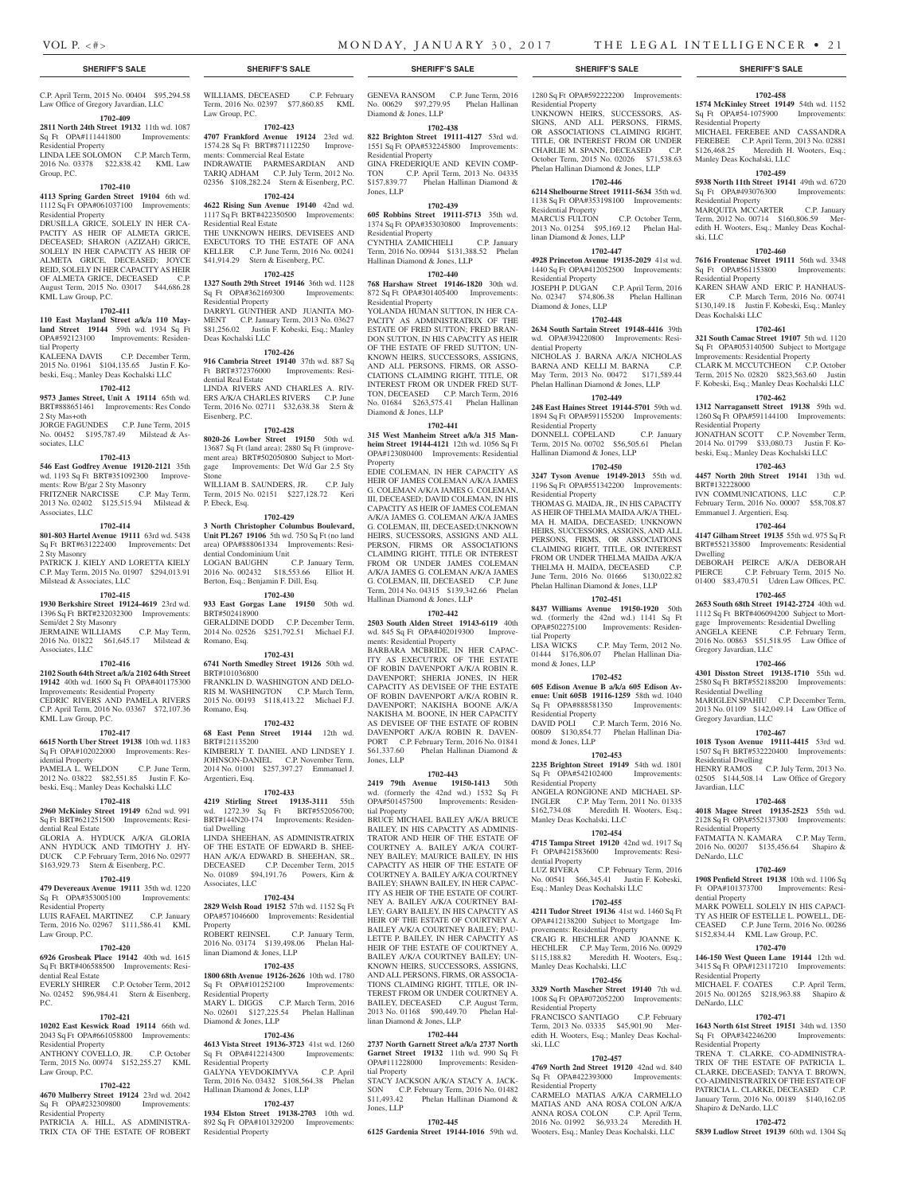SHERIFF'S SALE

C.P. April Term, 2015 No. 00404 $95,294.58 Law Office of Gregory Javardian, LLC

**1702-409**

**2811 North 24th Street 19132** 11th wd. 1087 Sq Ft OPA#111441800 Improvements: Residential Property

LINDA LEE SOLOMON C.P. March Term, 2016 No. 03378 $22,838.42 KML Law Group, P.C.

**1702-410**

**4113 Spring Garden Street 19104** 6th wd. 1112 Sq Ft OPA#061037100 Improvements: Residential Property

DRUSILLA GRICE, SOLELY IN HER CAPACITY AS HEIR OF ALMETA GRICE, DECEASED; SHARON (AZIZAH) GRICE, SOLELY IN HER CAPACITY AS HEIR OF ALMETA GRICE, DECEASED; JOYCE REID, SOLELY IN HER CAPACITY AS HEIR OF ALMETA GRICE, DECEASED C.P. August Term, 2015 No. 03017 $44,686.28 KML Law Group, P.C.

**1702-411**

**110 East Mayland Street a/k/a 110 Mayland Street 19144** 59th wd. 1934 Sq Ft OPA#592123100 Improvements: Residential Property

KALEENA DAVIS C.P. December Term, 2015 No. 01961 $104,135.65 Justin F. Kobeski, Esq.; Manley Deas Kochalski LLC

**1702-412**

**9573 James Street, Unit A 19114** 65th wd. BRT#888651461 Improvements: Res Condo 2 Sty Mas+oth

JORGE FAGUNDES C.P. June Term, 2015 No. 00452 $195,787.49 Milstead & Associates, LLC

**1702-413**

**546 East Godfrey Avenue 19120-2121** 35th wd. 1193 Sq Ft BRT#351092300 Improvements: Row B/gar 2 Sty Masonry

FRITZNER NARCISSE C.P. May Term, 2013 No. 02402 $125,515.94 Milstead & Associates, LLC

**1702-414**

**801-803 Hartel Avenue 19111** 63rd wd. 5438 Sq Ft BRT#631222400 Improvements: Det 2 Sty Masonry

PATRICK J. KIELY AND LORETTA KIELY C.P. May Term, 2015 No. 01907 $294,013.91 Milstead & Associates, LLC

**1702-415**

**1930 Berkshire Street 19124-4619** 23rd wd. 1396 Sq Ft BRT#232032300 Improvements: Semi/det 2 Sty Masonry

JERMAINE WILLIAMS C.P. May Term, 2016 No. 01822 $61,645.17 Milstead & Associates, LLC

**1702-416**

**2102 South 64th Street a/k/a 2102 64th Street 19142** 40th wd. 1600 Sq Ft OPA#401175300 Improvements: Residential Property

CEDRIC RIVERS AND PAMELA RIVERS C.P. April Term, 2016 No. 03367 $72,107.36 KML Law Group, P.C.

**1702-417**

**6615 North Uber Street 19138** 10th wd. 1183 Sq Ft OPA#102022000 Improvements: Residential Property

PAMELA L. WELDON C.P. June Term, 2012 No. 03822 $82,551.85 Justin F. Kobeski, Esq.; Manley Deas Kochalski LLC

**1702-418**

**2960 McKinley Street 19149** 62nd wd. 991 Sq Ft BRT#621251500 Improvements: Residential Real Estate

GLORIA A. HYDUCK A/K/A GLORIA ANN HYDUCK AND TIMOTHY J. HYDUCK C.P. February Term, 2016 No. 02977 $163,929.73 Stern & Eisenberg, P.C.

**1702-419**

**479 Devereaux Avenue 19111** 35th wd. 1220 Sq Ft OPA#353005100 Improvements: Residential Property

LUIS RAFAEL MARTINEZ C.P. January Term, 2016 No. 02967 $111,586.41 KML Law Group, P.C.

**1702-420**

**6926 Grosbeak Place 19142** 40th wd. 1615 Sq Ft BRT#406588500 Improvements: Residential Real Estate

EVERLY SHIRER C.P. October Term, 2012 No. 02452 $96,984.41 Stern & Eisenberg, P.C.

**1702-421**

**10202 East Keswick Road 19114** 66th wd. 2043 Sq Ft OPA#661058800 Improvements: Residential Property

ANTHONY COVELLO, JR. C.P. October Term, 2015 No. 00974 $152,255.27 KML Law Group, P.C.

**1702-422**

**4670 Mulberry Street 19124** 23rd wd. 2042 Sq Ft OPA#232309800 Improvements: Residential Property

PATRICIA A. HILL, AS ADMINISTRATRIX CTA OF THE ESTATE OF ROBERT WILLIAMS, DECEASED C.P. February Term, 2016 No. 02397 $77,860.85 KML Law Group, P.C.

**1702-423**

**4707 Frankford Avenue 19124** 23rd wd. 1574.28 Sq Ft BRT#871112250 Improvements: Commercial Real Estate

INDRAWATIE PARMESARDIAN AND TARIQ ADHAM C.P. July Term, 2012 No. 02356 $108,282.24 Stern & Eisenberg, P.C.

**1702-424**

**4622 Rising Sun Avenue 19140** 42nd wd. 1117 Sq Ft BRT#422350500 Improvements: Residential Real Estate

THE UNKNOWN HEIRS, DEVISEES AND EXECUTORS TO THE ESTATE OF ANA KELLER C.P. June Term, 2016 No. 00241 $41,914.29 Stern & Eisenberg, P.C.

**1702-425**

**1327 South 29th Street 19146** 36th wd. 1128 Sq Ft OPA#362169300 Improvements: Residential Property

DARRYL GUNTHER AND JUANITA MOMENT C.P. January Term, 2013 No. 03627 $81,256.02 Justin F. Kobeski, Esq.; Manley Deas Kochalski LLC

**1702-426**

**916 Cambria Street 19140** 37th wd. 887 Sq Ft BRT#372376000 Improvements: Residential Real Estate

LINDA RIVERS AND CHARLES A. RIVERS A/K/A CHARLES RIVERS C.P. June Term, 2016 No. 02711 $32,638.38 Stern & Eisenberg, P.C.

**1702-428**

**8020-26 Lowber Street 19150** 50th wd. 13687 Sq Ft (land area); 2880 Sq Ft (improvement area) BRT#502050800 Subject to Mortgage Improvements: Det W/d Gar 2.5 Sty Stone

WILLIAM B. SAUNDERS, JR. C.P. July Term, 2015 No. 02151 $227,128.72 Keri P. Ebeck, Esq.

**1702-429**

**3 North Christopher Columbus Boulevard, Unit PL267 19106** 5th wd. 750 Sq Ft (no land area) OPA#888061334 Improvements: Residential Condominium Unit

LOGAN BAUGHN C.P. January Term, 2016 No. 002432 $18,553.66 Elliot H. Berton, Esq.; Benjamin F. Dill, Esq.

**1702-430**

**933 East Gorgas Lane 19150** 50th wd. BRT#502418900

GERALDINE DODD C.P. December Term, 2014 No. 02526 $251,792.51 Michael F.J. Romano, Esq.

**1702-431**

**6741 North Smedley Street 19126** 50th wd. BRT#101036800

FRANKLIN D. WASHINGTON AND DELORIS M. WASHINGTON C.P. March Term, 2015 No. 00193 $118,413.22 Michael F.J. Romano, Esq.

**1702-432**

**68 East Penn Street 19144** 12th wd. BRT#121135200

KIMBERLY T. DANIEL AND LINDSEY J. JOHNSON-DANIEL C.P. November Term, 2014 No. 01001 $257,397.27 Emmanuel J. Argentieri, Esq.

**1702-433**

**4219 Stirling Street 19135-3111** 55th wd. 1272.39 Sq Ft BRT#552056700; BRT#144N20-174 Improvements: Residential Dwelling

LINDA SHEEHAN, AS ADMINISTRATRIX OF THE ESTATE OF EDWARD B. SHEEHAN A/K/A EDWARD B. SHEEHAN, SR., DECEASED C.P. December Term, 2015 No. 01089 $94,191.76 Powers, Kirn & Associates, LLC

**1702-434**

**2829 Welsh Road 19152** 57th wd. 1152 Sq Ft OPA#571046600 Improvements: Residential Property

ROBERT REINSEL C.P. January Term, 2016 No. 03174 $139,498.06 Phelan Hallinan Diamond & Jones, LLP

**1702-435**

**1800 68th Avenue 19126-2626** 10th wd. 1780 Sq Ft OPA#101252100 Improvements: Residential Property

MARY L. DIGGS C.P. March Term, 2016 No. 02601 $127,225.54 Phelan Hallinan Diamond & Jones, LLP

**1702-436**

**4613 Vista Street 19136-3723** 41st wd. 1260 Sq Ft OPA#412214300 Improvements: Residential Property

GALYNA YEVDOKIMYVA C.P. April Term, 2016 No. 03432 $108,564.38 Phelan Hallinan Diamond & Jones, LLP

**1702-437**

**1934 Elston Street 19138-2703** 10th wd. 892 Sq Ft OPA#101329200 Improvements: Residential Property

GENEVA RANSOM C.P. June Term, 2016 No. 00629 $97,279.95 Phelan Hallinan Diamond & Jones, LLP

**1702-438**

**822 Brighton Street 19111-4127** 53rd wd. 1551 Sq Ft OPA#532245800 Improvements: Residential Property

GINA FREDERIQUE AND KEVIN COMPTON C.P. April Term, 2013 No. 04335 $157,839.77 Phelan Hallinan Diamond & Jones, LLP

**1702-439**

**605 Robbins Street 19111-5713** 35th wd. 1374 Sq Ft OPA#353030800 Improvements: Residential Property

CYNTHIA ZAMICHIELI C.P. January Term, 2016 No. 00944 $131,388.52 Phelan Hallinan Diamond & Jones, LLP

**1702-440**

**768 Harshaw Street 19146-1820** 30th wd. 872 Sq Ft OPA#301405400 Improvements: Residential Property

YOLANDA HUMAN SUTTON, IN HER CAPACITY AS ADMINISTRATRIX OF THE ESTATE OF FRED SUTTON; FRED BRANDON SUTTON, IN HIS CAPACITY AS HEIR OF THE ESTATE OF FRED SUTTON; UNKNOWN HEIRS, SUCCESSORS, ASSIGNS, AND ALL PERSONS, FIRMS, OR ASSOCIATIONS CLAIMING RIGHT, TITLE, OR INTEREST FROM OR UNDER FRED SUTTON, DECEASED C.P. March Term, 2016 No. 01684 $263,575.41 Phelan Hallinan Diamond & Jones, LLP

**1702-441**

**315 West Manheim Street a/k/a 315 Manheim Street 19144-4121** 12th wd. 1056 Sq Ft OPA#123080400 Improvements: Residential Property

EDIE COLEMAN, IN HER CAPACITY AS HEIR OF JAMES COLEMAN A/K/A JAMES G. COLEMAN A/K/A JAMES G. COLEMAN, III, DECEASED; DAVID COLEMAN, IN HIS CAPACITY AS HEIR OF JAMES COLEMAN A/K/A JAMES G. COLEMAN A/K/A JAMES G. COLEMAN, III, DECEASED;UNKNOWN HEIRS, SUCCESSORS, ASSIGNS AND ALL PERSONS, FIRMS OR ASSOCIATIONS CLAIMING RIGHT, TITLE OR INTEREST FROM OR UNDER JAMES COLEMAN A/K/A JAMES G. COLEMAN A/K/A JAMES G. COLEMAN, III, DECEASED C.P. June Term, 2014 No. 04315 $139,342.66 Phelan Hallinan Diamond & Jones, LLP

**1702-442**

**2503 South Alden Street 19143-6119** 40th wd. 845 Sq Ft OPA#402019300 Improvements: Residential Property

BARBARA MCBRIDE, IN HER CAPACITY AS EXECUTRIX OF THE ESTATE OF ROBIN DAVENPORT A/K/A ROBIN R. DAVENPORT; SHERIA JONES, IN HER CAPACITY AS DEVISEE OF THE ESTATE OF ROBIN DAVENPORT A/K/A ROBIN R. DAVENPORT; NAKISHA BOONE A/K/A NAKISHA M. BOONE, IN HER CAPACITY AS DEVISEE OF THE ESTATE OF ROBIN DAVENPORT A/K/A ROBIN R. DAVENPORT C.P. February Term, 2016 No. 01841 $61,337.60 Phelan Hallinan Diamond & Jones, LLP

**1702-443**

**2419 79th Avenue 19150-1413** 50th wd. (formerly the 42nd wd.) 1532 Sq Ft OPA#501457500 Improvements: Residential Property

BRUCE MICHAEL BAILEY A/K/A BRUCE BAILEY, IN HIS CAPACITY AS ADMINISTRATOR AND HEIR OF THE ESTATE OF COURTNEY A. BAILEY A/K/A COURTNEY BAILEY; MAURICE BAILEY, IN HIS CAPACITY AS HEIR OF THE ESTATE OF COURTNEY A. BAILEY A/K/A COURTNEY BAILEY; SHAWN BAILEY, IN HIS CAPACITY AS HEIR OF THE ESTATE OF COURTNEY A. BAILEY A/K/A COURTNEY BAILEY; GARY BAILEY, IN HIS CAPACITY AS HEIR OF THE ESTATE OF COURTNEY A. BAILEY A/K/A COURTNEY BAILEY; PAULETTE P. BAILEY, IN HER CAPACITY AS HEIR OF THE ESTATE OF COURTNEY A. BAILEY A/K/A COURTNEY BAILEY; UNKNOWN HEIRS, SUCCESSORS, ASSIGNS, AND ALL PERSONS, FIRMS, OR ASSOCIATIONS CLAIMING RIGHT, TITLE, OR INTEREST FROM OR UNDER COURTNEY A. BAILEY, DECEASED C.P. August Term, 2013 No. 01168 $90,449.70 Phelan Hallinan Diamond & Jones, LLP

**1702-444**

**2737 North Garnett Street a/k/a 2737 North Garnet Street 19132** 11th wd. 990 Sq Ft OPA#111228000 Improvements: Residential Property

STACY JACKSON A/K/A STACY A. JACKSON C.P. February Term, 2016 No. 01482 $11,493.42 Phelan Hallinan Diamond & Jones, LLP

**1702-445**

**6125 Gardenia Street 19144-1016** 59th wd. 1280 Sq Ft OPA#592222200 Improvements: Residential Property

UNKNOWN HEIRS, SUCCESSORS, ASSIGNS, AND ALL PERSONS, FIRMS, OR ASSOCIATIONS CLAIMING RIGHT, TITLE, OR INTEREST FROM OR UNDER CHARLIE M. SPANN, DECEASED C.P. October Term, 2015 No. 02026 $71,538.63 Phelan Hallinan Diamond & Jones, LLP

**1702-446**

**6214 Shelbourne Street 19111-5634** 35th wd. 1138 Sq Ft OPA#353198100 Improvements: Residential Property

MARCUS FULTON C.P. October Term, 2013 No. 01254 $95,169.12 Phelan Hallinan Diamond & Jones, LLP

**1702-447**

**4928 Princeton Avenue 19135-2029** 41st wd. 1440 Sq Ft OPA#412052500 Improvements: Residential Property

JOSEPH P. DUGAN C.P. April Term, 2016 No. 02347 $74,806.38 Phelan Hallinan Diamond & Jones, LLP

**1702-448**

**2634 South Sartain Street 19148-4416** 39th wd. OPA#394220800 Improvements: Residential Property

NICHOLAS J. BARNA A/K/A NICHOLAS BARNA AND KELLI M. BARNA C.P. May Term, 2013 No. 00472 $171,589.44 Phelan Hallinan Diamond & Jones, LLP

**1702-449**

**248 East Haines Street 19144-5701** 59th wd. 1894 Sq Ft OPA#591155200 Improvements: Residential Property

DONNELL COPELAND C.P. January Term, 2015 No. 00702 $56,505.61 Phelan Hallinan Diamond & Jones, LLP

**1702-450**

**3247 Tyson Avenue 19149-2013** 55th wd. 1196 Sq Ft OPA#551342200 Improvements: Residential Property

THOMAS G. MAIDA, JR., IN HIS CAPACITY AS HEIR OF THELMA MAIDA A/K/A THELMA H. MAIDA, DECEASED; UNKNOWN HEIRS, SUCCESSORS, ASSIGNS, AND ALL PERSONS, FIRMS, OR ASSOCIATIONS CLAIMING RIGHT, TITLE, OR INTEREST FROM OR UNDER THELMA MAIDA A/K/A THELMA H. MAIDA, DECEASED C.P. June Term, 2016 No. 01666 $130,022.82 Phelan Hallinan Diamond & Jones, LLP

**1702-451**

**8437 Williams Avenue 19150-1920** 50th wd. (formerly the 42nd wd.) 1141 Sq Ft OPA#502275100 Improvements: Residential Property

LISA WICKS C.P. May Term, 2012 No. 01444 $176,806.07 Phelan Hallinan Diamond & Jones, LLP

**1702-452**

**605 Edison Avenue B a/k/a 605 Edison Avenue: Unit 605B 19116-1259** 58th wd. 1040 Sq Ft OPA#888581350 Improvements: Residential Property

DAVID POLI C.P. March Term, 2016 No. 00809 $130,854.77 Phelan Hallinan Diamond & Jones, LLP

**1702-453**

**2235 Brighton Street 19149** 54th wd. 1801 Sq Ft OPA#542102400 Improvements: Residential Property

ANGELA RONGIONE AND MICHAEL SPINGLER C.P. May Term, 2011 No. 01335 $162,734.08 Meredith H. Wooters, Esq.; Manley Deas Kochalski, LLC

**1702-454**

**4715 Tampa Street 19120** 42nd wd. 1917 Sq Ft OPA#421583600 Improvements: Residential Property

LUZ RIVERA C.P. February Term, 2016 No. 00541 $66,345.41 Justin F. Kobeski, Esq.; Manley Deas Kochalski LLC

**1702-455**

**4211 Tudor Street 19136** 41st wd. 1460 Sq Ft OPA#412138200 Subject to Mortgage Improvements: Residential Property

CRAIG R. HECHLER AND JOANNE K. HECHLER C.P. May Term, 2016 No. 00929 $115,188.82 Meredith H. Wooters, Esq.; Manley Deas Kochalski, LLC

**1702-456**

**3329 North Mascher Street 19140** 7th wd. 1008 Sq Ft OPA#072052200 Improvements: Residential Property

FRANCISCO SANTIAGO C.P. February Term, 2013 No. 03335 $45,901.90 Meredith H. Wooters, Esq.; Manley Deas Kochalski, LLC

**1702-457**

**4769 North 2nd Street 19120** 42nd wd. 840 Sq Ft OPA#422393000 Improvements: Residential Property

CARMELO MATIAS A/K/A CARMELLO MATIAS AND ANA ROSA COLON A/K/A ANNA ROSA COLON C.P. April Term, 2016 No. 01992 $6,933.24 Meredith H. Wooters, Esq.; Manley Deas Kochalski, LLC

**1702-458**

**1574 McKinley Street 19149** 54th wd. 1152 Sq Ft OPA#54-1075900 Improvements: Residential Property

MICHAEL FEREBEE AND CASSANDRA FEREBEE C.P. April Term, 2013 No. 02881 $126,468.25 Meredith H. Wooters, Esq.; Manley Deas Kochalski, LLC

**1702-459**

**5938 North 11th Street 19141** 49th wd. 6720 Sq Ft OPA#493076300 Improvements: Residential Property

MARQUITA MCCARTER C.P. January Term, 2012 No. 00714 $160,806.59 Meredith H. Wooters, Esq.; Manley Deas Kochalski, LLC

**1702-460**

**7616 Frontenac Street 19111** 56th wd. 3348 Sq Ft OPA#561153800 Improvements: Residential Property

KAREN SHAW AND ERIC P. HANHAUSER C.P. March Term, 2016 No. 00741 $130,149.18 Justin F. Kobeski, Esq.; Manley Deas Kochalski LLC

**1702-461**

**321 South Camac Street 19107** 5th wd. 1120 Sq Ft OPA#053140500 Subject to Mortgage Improvements: Residential Property

CLARK M. MCCUTCHEON C.P. October Term, 2015 No. 02820 $823,563.60 Justin F. Kobeski, Esq.; Manley Deas Kochalski LLC

**1702-462**

**1312 Narragansett Street 19138** 59th wd. 1260 Sq Ft OPA#591144100 Improvements: Residential Property

JONATHAN SCOTT C.P. November Term, 2014 No. 01799 $33,080.73 Justin F. Kobeski, Esq.; Manley Deas Kochalski LLC

**1702-463**

**4457 North 20th Street 19141** 13th wd. BRT#132228000

IVN COMMUNICATIONS, LLC C.P. February Term, 2016 No. 00007 $58,708.87 Emmanuel J. Argentieri, Esq.

**1702-464**

**4147 Gilham Street 19135** 55th wd. 975 Sq Ft BRT#552135800 Improvements: Residential Dwelling

DEBORAH PIERCE A/K/A DEBORAH PIERCE C.P. February Term, 2015 No. 01400 $83,470.51 Udren Law Offices, P.C.

**1702-465**

**2653 South 68th Street 19142-2724** 40th wd. 1112 Sq Ft BRT#406094200 Subject to Mortgage Improvements: Residential Dwelling

ANGELA KEENE C.P. February Term, 2016 No. 00863 $51,518.95 Law Office of Gregory Javardian, LLC

**1702-466**

**4301 Disston Street 19135-1710** 55th wd. 2580 Sq Ft BRT#552188200 Improvements: Residential Dwelling

MARIGLEN SPAHIU C.P. December Term, 2013 No. 01109 $142,049.14 Law Office of Gregory Javardian, LLC

**1702-467**

**1018 Tyson Avenue 19111-4415** 53rd wd. 1507 Sq Ft BRT#532220400 Improvements: Residential Dwelling

HENRY RAMOS C.P. July Term, 2013 No. 02505 $144,508.14 Law Office of Gregory Javardian, LLC

**1702-468**

**4018 Magee Street 19135-2523** 55th wd. 2128 Sq Ft OPA#552137300 Improvements: Residential Property

FATMATTA N. KAMARA C.P. May Term, 2016 No. 00207 $135,456.64 Shapiro & DeNardo, LLC

**1702-469**

**1908 Penfield Street 19138** 10th wd. 1106 Sq Ft OPA#101373700 Improvements: Residential Property

MARK POWELL SOLELY IN HIS CAPACITY AS HEIR OF ESTELLE L. POWELL, DECEASED C.P. June Term, 2016 No. 00286 $152,834.44 KML Law Group, P.C.

**1702-470**

**146-150 West Queen Lane 19144** 12th wd. 3415 Sq Ft OPA#123117210 Improvements: Residential Property

MICHAEL F. COATES C.P. April Term, 2015 No. 001265 $218,963.88 Shapiro & DeNardo, LLC

**1702-471**

**1643 North 61st Street 19151** 34th wd. 1350 Sq Ft OPA#342246200 Improvements: Residential Property

TRENA T. CLARKE, CO-ADMINISTRATRIX OF THE ESTATE OF PATRICIA L. CLARKE, DECEASED; TANYA T. BROWN, CO-ADMINISTRATRIX OF THE ESTATE OF PATRICIA L. CLARKE, DECEASED C.P. January Term, 2016 No. 00189 $140,162.05 Shapiro & DeNardo, LLC

**1702-472**

**5839 Ludlow Street 19139** 60th wd. 1304 Sq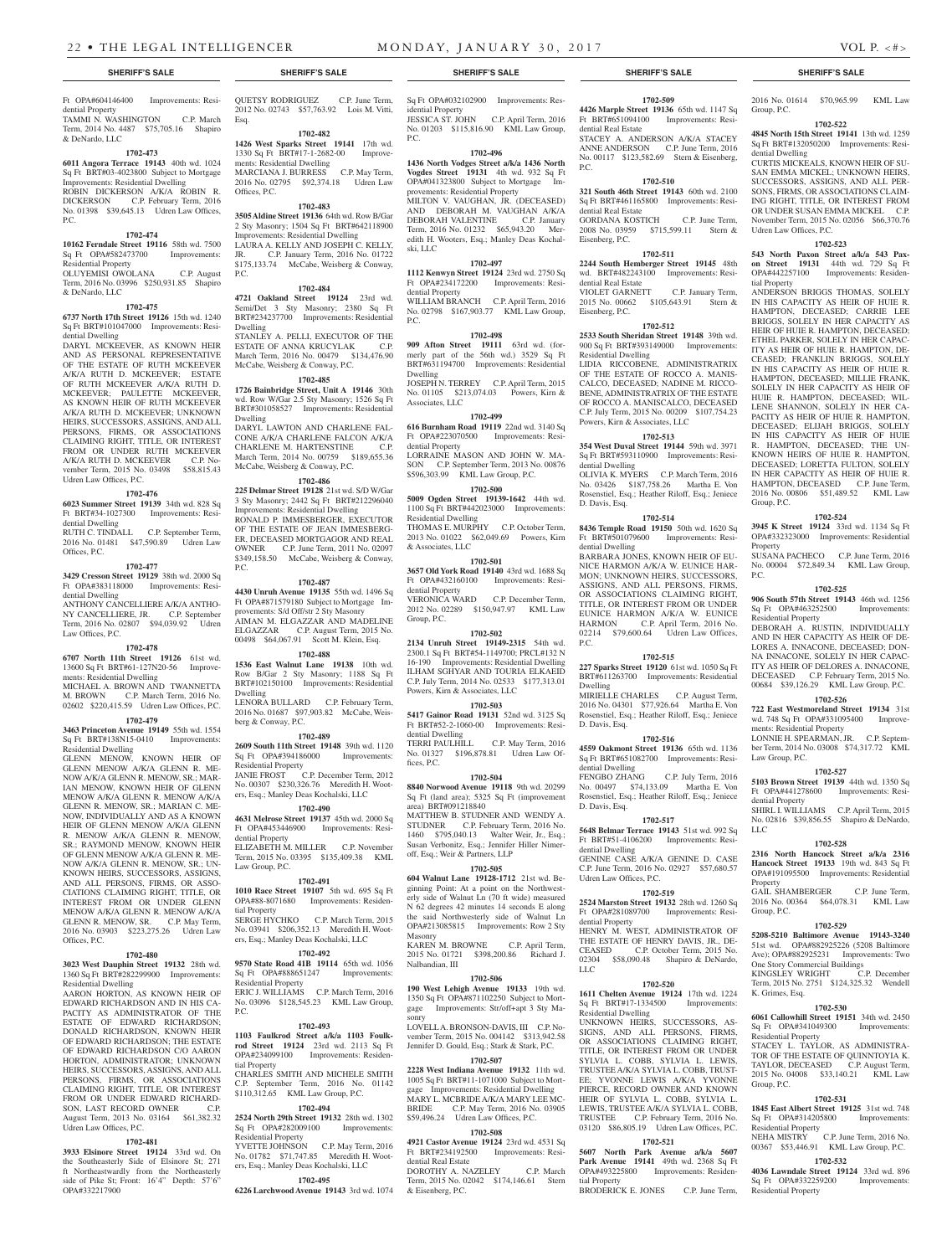## SHERIFF'S SALE

Ft OPA#604146400 Improvements: Residential Property
TAMMI N. WASHINGTON C.P. March Term, 2014 No. 4487 $75,705.16 Shapiro & DeNardo, LLC

**1702-473**
**6011 Angora Terrace 19143** 40th wd. 1024 Sq Ft BRT#03-4023800 Subject to Mortgage Improvements: Residential Dwelling
ROBIN DICKERSON A/K/A ROBIN R. DICKERSON C.P. February Term, 2016 No. 01398 $39,645.13 Udren Law Offices, P.C.

**1702-474**
**10162 Ferndale Street 19116** 58th wd. 7500 Sq Ft OPA#582473700 Improvements: Residential Property
OLUYEMISI OWOLANA C.P. August Term, 2016 No. 03996 $250,931.85 Shapiro & DeNardo, LLC

**1702-475**
**6737 North 17th Street 19126** 15th wd. 1240 Sq Ft BRT#101047000 Improvements: Residential Dwelling
DARYL MCKEEVER, AS KNOWN HEIR AND AS PERSONAL REPRESENTATIVE OF THE ESTATE OF RUTH MCKEEVER A/K/A RUTH D. MCKEEVER; ESTATE OF RUTH MCKEEVER A/K/A RUTH D. MCKEEVER; PAULETTE MCKEEVER, AS KNOWN HEIR OF RUTH MCKEEVER A/K/A RUTH D. MCKEEVER; UNKNOWN HEIRS, SUCCESSORS, ASSIGNS, AND ALL PERSONS, FIRMS, OR ASSOCIATIONS CLAIMING RIGHT, TITLE, OR INTEREST FROM OR UNDER RUTH MCKEEVER A/K/A RUTH D. MCKEEVER C.P. November Term, 2015 No. 03498 $58,815.43 Udren Law Offices, P.C.

**1702-476**
**6023 Summer Street 19139** 34th wd. 828 Sq Ft BRT#34-1027300 Improvements: Residential Dwelling
RUTH C. TINDALL C.P. September Term, 2016 No. 01481 $47,590.89 Udren Law Offices, P.C.

**1702-477**
**3429 Cresson Street 19129** 38th wd. 2000 Sq Ft OPA#383118000 Improvements: Residential Dwelling
ANTHONY CANCELLIERE A/K/A ANTHONY CANCELLIERE, JR. C.P. September Term, 2016 No. 02807 $94,039.92 Udren Law Offices, P.C.

**1702-478**
**6707 North 11th Street 19126** 61st wd. 13600 Sq Ft BRT#61-127N20-56 Improvements: Residential Dwelling
MICHAEL A. BROWN AND TWANNETTA M. BROWN C.P. March Term, 2016 No. 02602 $220,415.59 Udren Law Offices, P.C.

**1702-479**
**3463 Princeton Avenue 19149** 55th wd. 1554 Sq Ft BRT#138N15-0410 Improvements: Residential Dwelling
GLENN MENOW, KNOWN HEIR OF GLENN MENOW A/K/A GLENN R. MENOW A/K/A GLENN R. MENOW, SR.; MARIAN MENOW, KNOWN HEIR OF GLENN MENOW A/K/A GLENN R. MENOW A/K/A GLENN R. MENOW, SR.; MARIAN C. MENOW, INDIVIDUALLY AND AS A KNOWN HEIR OF GLENN MENOW A/K/A GLENN R. MENOW A/K/A GLENN R. MENOW, SR.; RAYMOND MENOW, KNOWN HEIR OF GLENN MENOW A/K/A GLENN R. MENOW A/K/A GLENN R. MENOW, SR.; UNKNOWN HEIRS, SUCCESSORS, ASSIGNS, AND ALL PERSONS, FIRMS, OR ASSOCIATIONS CLAIMING RIGHT, TITLE, OR INTEREST FROM OR UNDER GLENN MENOW A/K/A GLENN R. MENOW A/K/A GLENN R. MENOW, SR. C.P. May Term, 2016 No. 03903 $223,275.26 Udren Law Offices, P.C.

**1702-480**
**3023 West Dauphin Street 19132** 28th wd. 1360 Sq Ft BRT#282299900 Improvements: Residential Dwelling
AARON HORTON, AS KNOWN HEIR OF EDWARD RICHARDSON AND IN HIS CAPACITY AS ADMINISTRATOR OF THE ESTATE OF EDWARD RICHARDSON; DONALD RICHARDSON, KNOWN HEIR OF EDWARD RICHARDSON; THE ESTATE OF EDWARD RICHARDSON C/O AARON HORTON, ADMINISTRATOR; UNKNOWN HEIRS, SUCCESSORS, ASSIGNS, AND ALL PERSONS, FIRMS, OR ASSOCIATIONS CLAIMING RIGHT, TITLE, OR INTEREST FROM OR UNDER EDWARD RICHARDSON, LAST RECORD OWNER C.P. August Term, 2013 No. 03164 $61,382.32 Udren Law Offices, P.C.

**1702-481**
**3933 Elsinore Street 19124** 33rd wd. On the Southeasterly Side of Elsinore St; 271 ft Northeastwardly from the Northeasterly side of Pike St; Front: 16'4" Depth: 57'6" OPA#332217900
QUETSY RODRIGUEZ C.P. June Term, 2012 No. 02743 $57,763.92 Lois M. Vitti, Esq.

**1702-482**
**1426 West Sparks Street 19141** 17th wd. 1330 Sq Ft BRT#17-1-2682-00 Improvements: Residential Dwelling
MARCIANA J. BURRESS C.P. May Term, 2016 No. 02795 $92,374.18 Udren Law Offices, P.C.

**1702-483**
**3505 Aldine Street 19136** 64th wd. Row B/Gar 2 Sty Masonry; 1504 Sq Ft BRT#642118900 Improvements: Residential Dwelling
LAURA A. KELLY AND JOSEPH C. KELLY, JR. C.P. January Term, 2016 No. 01722 $175,133.74 McCabe, Weisberg & Conway, P.C.

**1702-484**
**4721 Oakland Street 19124** 23rd wd. Semi/Det 3 Sty Masonry; 2380 Sq Ft BRT#234237700 Improvements: Residential Dwelling
STANLEY A. PELLI, EXECUTOR OF THE ESTATE OF ANNA KRUCYLAK C.P. March Term, 2016 No. 00479 $134,476.90 McCabe, Weisberg & Conway, P.C.

**1702-485**
**1726 Bainbridge Street, Unit A 19146** 30th wd. Row W/Gar 2.5 Sty Masonry; 1526 Sq Ft BRT#301058527 Improvements: Residential Dwelling
DARYL LAWTON AND CHARLENE FALCONE A/K/A CHARLENE FALCON A/K/A CHARLENE M. HARTENSTINE C.P. March Term, 2014 No. 00759 $189,655.36 McCabe, Weisberg & Conway, P.C.

**1702-486**
**225 Delmar Street 19128** 21st wd. S/D W/Gar 3 Sty Masonry; 2442 Sq Ft BRT#212296040 Improvements: Residential Dwelling
RONALD P. IMMESBERGER, EXECUTOR OF THE ESTATE OF JEAN IMMESBERGER, DECEASED MORTGAGOR AND REAL OWNER C.P. June Term, 2011 No. 02097 $349,158.50 McCabe, Weisberg & Conway, P.C.

**1702-487**
**4430 Unruh Avenue 19135** 55th wd. 1496 Sq Ft OPA#871579180 Subject to Mortgage Improvements: S/d Off/str 2 Sty Masonry
AIMAN M. ELGAZZAR AND MADELINE ELGAZZAR C.P. August Term, 2015 No. 00498 $64,067.91 Scott M. Klein, Esq.

**1702-488**
**1536 East Walnut Lane 19138** 10th wd. Row B/Gar 2 Sty Masonry; 1188 Sq Ft BRT#102150100 Improvements: Residential Dwelling
LENORA BULLARD C.P. February Term, 2016 No. 01687 $97,903.82 McCabe, Weisberg & Conway, P.C.

**1702-489**
**2609 South 11th Street 19148** 39th wd. 1120 Sq Ft OPA#394186000 Improvements: Residential Property
JANIE FROST C.P. December Term, 2012 No. 00307 $230,326.76 Meredith H. Wooters, Esq.; Manley Deas Kochalski, LLC

**1702-490**
**4631 Melrose Street 19137** 45th wd. 2000 Sq Ft OPA#453446900 Improvements: Residential Property
ELIZABETH M. MILLER C.P. November Term, 2015 No. 03395 $135,409.38 KML Law Group, P.C.

**1702-491**
**1010 Race Street 19107** 5th wd. 695 Sq Ft OPA#88-8071680 Improvements: Residential Property
SERGE HYCHKO C.P. March Term, 2015 No. 03941 $206,352.13 Meredith H. Wooters, Esq.; Manley Deas Kochalski LLC

**1702-492**
**9570 State Road 41B 19114** 65th wd. 1056 Sq Ft OPA#888651247 Improvements: Residential Property
ERIC J. WILLIAMS C.P. March Term, 2016 No. 03096 $128,545.23 KML Law Group, P.C.

**1702-493**
**1103 Faulkrod Street a/k/a 1103 Foulkrod Street 19124** 23rd wd. 2113 Sq Ft OPA#234099100 Improvements: Residential Property
CHARLES SMITH AND MICHELE SMITH C.P. September Term, 2016 No. 01142 $110,312.65 KML Law Group, P.C.

**1702-494**
**2524 North 29th Street 19132** 28th wd. 1302 Sq Ft OPA#282009100 Improvements: Residential Property
YVETTE JOHNSON C.P. May Term, 2016 No. 01782 $71,747.85 Meredith H. Wooters, Esq.; Manley Deas Kochalski LLC

**1702-495**
**6226 Larchwood Avenue 19143** 3rd wd. 1074 Sq Ft OPA#032102900 Improvements: Residential Property
JESSICA ST. JOHN C.P. April Term, 2016 No. 01203 $115,816.90 KML Law Group, P.C.

**1702-496**
**1436 North Vodges Street a/k/a 1436 North Vogdes Street 19131** 4th wd. 932 Sq Ft OPA#041323800 Subject to Mortgage Improvements: Residential Property
MILTON V. VAUGHAN, JR. (DECEASED) AND DEBORAH M. VAUGHAN A/K/A DEBORAH VALENTINE C.P. January Term, 2016 No. 01232 $65,943.20 Meredith H. Wooters, Esq.; Manley Deas Kochalski, LLC

**1702-497**
**1112 Kenwyn Street 19124** 23rd wd. 2750 Sq Ft OPA#234172200 Improvements: Residential Property
WILLIAM BRANCH C.P. April Term, 2016 No. 02798 $167,903.77 KML Law Group, P.C.

**1702-498**
**909 Afton Street 19111** 63rd wd. (formerly part of the 56th wd.) 3529 Sq Ft BRT#631194700 Improvements: Residential Dwelling
JOSEPH N. TERREY C.P. April Term, 2015 No. 01105 $213,074.03 Powers, Kirn & Associates, LLC

**1702-499**
**616 Burnham Road 19119** 22nd wd. 3140 Sq Ft OPA#223070500 Improvements: Residential Property
LORRAINE MASON AND JOHN W. MASON C.P. September Term, 2013 No. 00876 $596,303.99 KML Law Group, P.C.

**1702-500**
**5009 Ogden Street 19139-1642** 44th wd. 1100 Sq Ft BRT#442023000 Improvements: Residential Dwelling
THOMAS E. MURPHY C.P. October Term, 2013 No. 01022 $62,049.69 Powers, Kirn & Associates, LLC

**1702-501**
**3657 Old York Road 19140** 43rd wd. 1688 Sq Ft OPA#432160100 Improvements: Residential Property
VERONICA WARD C.P. December Term, 2012 No. 02289 $150,947.97 KML Law Group, P.C.

**1702-502**
**2134 Unruh Street 19149-2315** 54th wd. 2300.1 Sq Ft BRT#54-1149700; PRCL#132 N 16-190 Improvements: Residential Dwelling
ILHAM SGHYAR AND TOURIA ELKAEID C.P. July Term, 2014 No. 02533 $177,313.01 Powers, Kirn & Associates, LLC

**1702-503**
**5417 Gainor Road 19131** 52nd wd. 3125 Sq Ft BRT#52-2-1060-00 Improvements: Residential Dwelling
TERRI PAULHILL C.P. May Term, 2016 No. 01327 $196,878.81 Udren Law Offices, P.C.

**1702-504**
**8840 Norwood Avenue 19118** 9th wd. 20299 Sq Ft (land area); 5325 Sq Ft (improvement area) BRT#091218840
MATTHEW B. STUDNER AND WENDY A. STUDNER C.P. February Term, 2016 No. 1460 $795,040.13 Walter Weir, Jr., Esq.; Susan Verbonitz, Esq.; Jennifer Hiller Nimeroff, Esq.; Weir & Partners, LLP

**1702-505**
**604 Walnut Lane 19128-1712** 21st wd. Beginning Point: At a point on the Northwesterly side of Walnut Ln (70 ft wide) measured N 62 degrees 42 minutes 14 seconds E along the said Northwesterly side of Walnut Ln OPA#213085815 Improvements: Row 2 Sty Masonry
KAREN M. BROWNE C.P. April Term, 2015 No. 01721 $398,200.86 Richard J. Nalbandian, III

**1702-506**
**190 West Lehigh Avenue 19133** 19th wd. 1350 Sq Ft OPA#871102250 Subject to Mortgage Improvements: Str/off+apt 3 Sty Masonry
LOVELL A. BRONSON-DAVIS, III C.P. November Term, 2015 No. 004142 $313,942.58 Jennifer D. Gould, Esq.; Stark & Stark, P.C.

**1702-507**
**2228 West Indiana Avenue 19132** 11th wd. 1005 Sq Ft BRT#11-1071000 Subject to Mortgage Improvements: Residential Dwelling
MARY L. MCBRIDE A/K/A MARY LEE MCBRIDE C.P. May Term, 2016 No. 03905 $59,496.24 Udren Law Offices, P.C.

**1702-508**
**4921 Castor Avenue 19124** 23rd wd. 4531 Sq Ft BRT#234192500 Improvements: Residential Real Estate
DOROTHY A. NAZELEY C.P. March Term, 2015 No. 02042 $174,146.61 Stern & Eisenberg, P.C.

**1702-509**
**4426 Marple Street 19136** 65th wd. 1147 Sq Ft BRT#651094100 Improvements: Residential Real Estate
STACEY A. ANDERSON A/K/A STACEY ANNE ANDERSON C.P. June Term, 2016 No. 00117 $123,582.69 Stern & Eisenberg, P.C.

**1702-510**
**321 South 46th Street 19143** 60th wd. 2100 Sq Ft BRT#461165800 Improvements: Residential Real Estate
GORDANA KOSTICH C.P. June Term, 2008 No. 03959 $715,599.11 Stern & Eisenberg, P.C.

**1702-511**
**2244 South Hemberger Street 19145** 48th wd. BRT#482243100 Improvements: Residential Real Estate
VIOLET GARNETT C.P. January Term, 2015 No. 00662 $105,643.91 Stern & Eisenberg, P.C.

**1702-512**
**2533 South Sheridan Street 19148** 39th wd. 900 Sq Ft BRT#393149000 Improvements: Residential Dwelling
LIDIA RICCOBENE, ADMINISTRATRIX OF THE ESTATE OF ROCCO A. MANISCALCO, DECEASED; NADINE M. RICCOBENE, ADMINISTRATRIX OF THE ESTATE OF ROCCO A. MANISCALCO, DECEASED C.P. July Term, 2015 No. 00209 $107,754.23 Powers, Kirn & Associates, LLC

**1702-513**
**354 West Duval Street 19144** 59th wd. 3971 Sq Ft BRT#593110900 Improvements: Residential Dwelling
OLIVIA K. MYERS C.P. March Term, 2016 No. 03426 $187,758.26 Martha E. Von Rosenstiel, Esq.; Heather Riloff, Esq.; Jeniece D. Davis, Esq.

**1702-514**
**8436 Temple Road 19150** 50th wd. 1620 Sq Ft BRT#501079600 Improvements: Residential Dwelling
BARBARA JONES, KNOWN HEIR OF EUNICE HARMON A/K/A W. EUNICE HARMON; UNKNOWN HEIRS, SUCCESSORS, ASSIGNS, AND ALL PERSONS, FIRMS, OR ASSOCIATIONS CLAIMING RIGHT, TITLE, OR INTEREST FROM OR UNDER EUNICE HARMON A/K/A W. EUNICE HARMON C.P. April Term, 2016 No. 02214 $79,600.64 Udren Law Offices, P.C.

**1702-515**
**227 Sparks Street 19120** 61st wd. 1050 Sq Ft BRT#611263700 Improvements: Residential Dwelling
MIRIELLE CHARLES C.P. August Term, 2016 No. 04301 $77,926.64 Martha E. Von Rosenstiel, Esq.; Heather Riloff, Esq.; Jeniece D. Davis, Esq.

**1702-516**
**4559 Oakmont Street 19136** 65th wd. 1136 Sq Ft BRT#651082700 Improvements: Residential Dwelling
FENGBO ZHANG C.P. July Term, 2016 No. 00497 $74,133.09 Martha E. Von Rosenstiel, Esq.; Heather Riloff, Esq.; Jeniece D. Davis, Esq.

**1702-517**
**5648 Belmar Terrace 19143** 51st wd. 992 Sq Ft BRT#51-4106200 Improvements: Residential Dwelling
GENINE CASE A/K/A GENINE D. CASE C.P. June Term, 2016 No. 02927 $57,680.57 Udren Law Offices, P.C.

**1702-519**
**2524 Marston Street 19132** 28th wd. 1260 Sq Ft OPA#281089700 Improvements: Residential Property
HENRY M. WEST, ADMINISTRATOR OF THE ESTATE OF HENRY DAVIS, JR., DECEASED C.P. October Term, 2015 No. 02304 $58,090.48 Shapiro & DeNardo, LLC

**1702-520**
**1611 Chelten Avenue 19124** 17th wd. 1224 Sq Ft BRT#17-1334500 Improvements: Residential Dwelling
UNKNOWN HEIRS, SUCCESSORS, ASSIGNS, AND ALL PERSONS, FIRMS, OR ASSOCIATIONS CLAIMING RIGHT, TITLE, OR INTEREST FROM OR UNDER SYLVIA L. COBB, SYLVIA L. LEWIS, TRUSTEE A/K/A SYLVIA L. COBB, TRUSTEE; YVONNE LEWIS A/K/A YVONNE PIERCE, RECORD OWNER AND KNOWN HEIR OF SYLVIA L. COBB, SYLVIA L. LEWIS, TRUSTEE A/K/A SYLVIA L. COBB, TRUSTEE C.P. February Term, 2016 No. 03120 $86,805.19 Udren Law Offices, P.C.

**1702-521**
**5607 North Park Avenue a/k/a 5607 Park Avenue 19141** 49th wd. 2368 Sq Ft OPA#493225800 Improvements: Residential Property
BRODERICK E. JONES C.P. June Term, 2016 No. 01614 $70,965.99 KML Law Group, P.C.

**1702-522**
**4845 North 15th Street 19141** 13th wd. 1259 Sq Ft BRT#132050200 Improvements: Residential Dwelling
CURTIS MICKEALS, KNOWN HEIR OF SUSAN EMMA MICKEL; UNKNOWN HEIRS, SUCCESSORS, ASSIGNS, AND ALL PERSONS, FIRMS, OR ASSOCIATIONS CLAIMING RIGHT, TITLE, OR INTEREST FROM OR UNDER SUSAN EMMA MICKEL C.P. November Term, 2015 No. 02056 $66,370.76 Udren Law Offices, P.C.

**1702-523**
**543 North Paxon Street a/k/a 543 Paxon Street 19131** 44th wd. 729 Sq Ft OPA#442257100 Improvements: Residential Property
ANDERSON BRIGGS THOMAS, SOLELY IN HIS CAPACITY AS HEIR OF HUIE R. HAMPTON, DECEASED; CARRIE LEE BRIGGS, SOLELY IN HER CAPACITY AS HEIR OF HUIE R. HAMPTON, DECEASED; ETHEL PARKER, SOLELY IN HER CAPACITY AS HEIR OF HUIE R. HAMPTON, DECEASED; FRANKLIN BRIGGS, SOLELY IN HIS CAPACITY AS HEIR OF HUIE R. HAMPTON, DECEASED; MILLIE FRANK, SOLELY IN HER CAPACITY AS HEIR OF HUIE R. HAMPTON, DECEASED; WILLENE SHANNON, SOLELY IN HER CAPACITY AS HEIR OF HUIE R. HAMPTON, DECEASED; ELIJAH BRIGGS, SOLELY IN HIS CAPACITY AS HEIR OF HUIE R. HAMPTON, DECEASED; THE UNKNOWN HEIRS OF HUIE R. HAMPTON, DECEASED; LORETTA FULTON, SOLELY IN HER CAPACITY AS HEIR OF HUIE R. HAMPTON, DECEASED C.P. June Term, 2016 No. 00806 $51,489.52 KML Law Group, P.C.

**1702-524**
**3945 K Street 19124** 33rd wd. 1134 Sq Ft OPA#332323000 Improvements: Residential Property
SUSANA PACHECO C.P. June Term, 2016 No. 00004 $72,849.34 KML Law Group, P.C.

**1702-525**
**906 South 57th Street 19143** 46th wd. 1256 Sq Ft OPA#463252500 Improvements: Residential Property
DEBORAH A. RUSTIN, INDIVIDUALLY AND IN HER CAPACITY AS HEIR OF DELORES A. INNACONE, DECEASED; DONNA INNACONE, SOLELY IN HER CAPACITY AS HEIR OF DELORES A. INNACONE, DECEASED C.P. February Term, 2015 No. 00684 $39,126.29 KML Law Group, P.C.

**1702-526**
**722 East Westmoreland Street 19134** 31st wd. 748 Sq Ft OPA#331095400 Improvements: Residential Property
LONNIE H. SPEARMAN, JR. C.P. September Term, 2014 No. 03008 $74,317.72 KML Law Group, P.C.

**1702-527**
**5103 Brown Street 19139** 44th wd. 1350 Sq Ft OPA#441278600 Improvements: Residential Property
SHIRL I. WILLIAMS C.P. April Term, 2015 No. 02816 $39,856.55 Shapiro & DeNardo, LLC

**1702-528**
**2316 North Hancock Street a/k/a 2316 Hancock Street 19133** 19th wd. 843 Sq Ft OPA#191095500 Improvements: Residential Property
GAIL SHAMBERGER C.P. June Term, 2016 No. 00364 $64,078.31 KML Law Group, P.C.

**1702-529**
**5208-5210 Baltimore Avenue 19143-3240** 51st wd. OPA#882925226 (5208 Baltimore Ave); OPA#882925231 Improvements: Two One Story Commercial Buildings
KINGSLEY WRIGHT C.P. December Term, 2015 No. 2751 $124,325.32 Wendell K. Grimes, Esq.

**1702-530**
**6061 Callowhill Street 19151** 34th wd. 2450 Sq Ft OPA#341049300 Improvements: Residential Property
STACEY L. TAYLOR, AS ADMINISTRATOR OF THE ESTATE OF QUINNTOYIA K. TAYLOR, DECEASED C.P. August Term, 2015 No. 04008 $33,140.21 KML Law Group, P.C.

**1702-531**
**1845 East Albert Street 19125** 31st wd. 748 Sq Ft OPA#314205800 Improvements: Residential Property
NEHA MISTRY C.P. June Term, 2016 No. 00367 $53,446.91 KML Law Group, P.C.

**1702-532**
**4036 Lawndale Street 19124** 33rd wd. 896 Sq Ft OPA#332259200 Improvements: Residential Property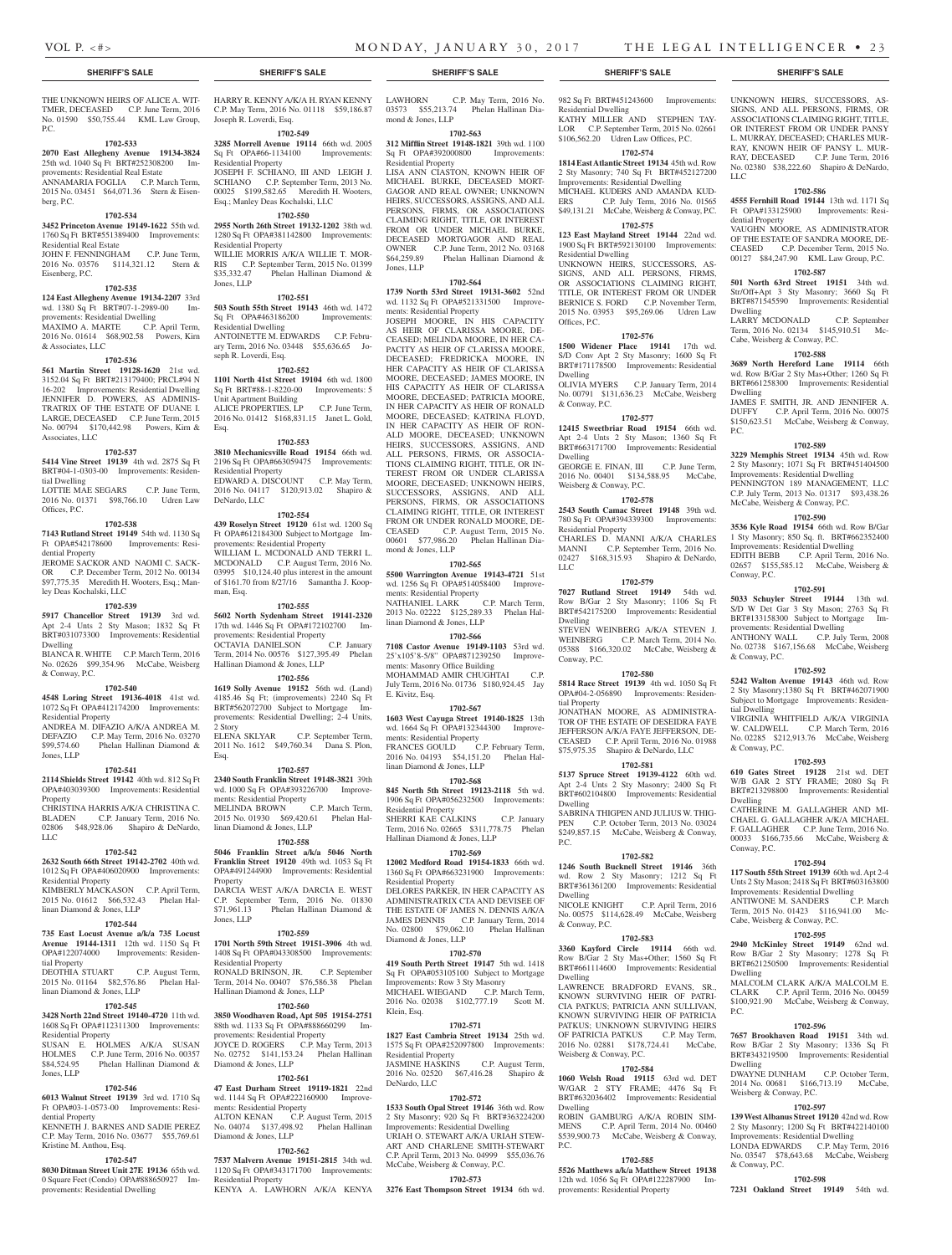THE UNKNOWN HEIRS OF ALICE A. WITTMER, DECEASED C.P. June Term, 2016 No. 01590 $50,755.44 KML Law Group, P.C.

**1702-533**

**2070 East Allegheny Avenue 19134-3824** 25th wd. 1040 Sq Ft BRT#252308200 Improvements: Residential Real Estate
ANNAMARIA FOGLIA C.P. March Term, 2015 No. 03451 $64,071.36 Stern & Eisenberg, P.C.

**1702-534**

**3452 Princeton Avenue 19149-1622** 55th wd. 1760 Sq Ft BRT#551389400 Improvements: Residential Real Estate
JOHN F. FENNINGHAM C.P. June Term, 2016 No. 03576 $114,321.12 Stern & Eisenberg, P.C.

**1702-535**

**124 East Allegheny Avenue 19134-2207** 33rd wd. 1380 Sq Ft BRT#07-1-2989-00 Improvements: Residential Dwelling
MAXIMO A. MARTE C.P. April Term, 2016 No. 01614 $68,902.58 Powers, Kirn & Associates, LLC

**1702-536**

**561 Martin Street 19128-1620** 21st wd. 3152.04 Sq Ft BRT#213179400; PRCL#94 N 16-202 Improvements: Residential Dwelling
JENNIFER D. POWERS, AS ADMINISTRATRIX OF THE ESTATE OF DUANE I. LARGE, DECEASED C.P. June Term, 2015 No. 00794 $170,442.98 Powers, Kirn & Associates, LLC

**1702-537**

**5414 Vine Street 19139** 4th wd. 2875 Sq Ft BRT#04-1-0303-00 Improvements: Residential Dwelling
LOTTIE MAE SEGARS C.P. June Term, 2016 No. 01371 $98,766.10 Udren Law Offices, P.C.

**1702-538**

**7143 Rutland Street 19149** 54th wd. 1130 Sq Ft OPA#542178600 Improvements: Residential Property
JEROME SACKOR AND NAOMI C. SACKOR C.P. December Term, 2012 No. 00134 $97,775.35 Meredith H. Wooters, Esq.; Manley Deas Kochalski, LLC

**1702-539**

**5917 Chancellor Street 19139** 3rd wd. Apt 2-4 Unts 2 Sty Mason; 1832 Sq Ft BRT#031073300 Improvements: Residential Dwelling
BIANCA R. WHITE C.P. March Term, 2016 No. 02626 $99,354.96 McCabe, Weisberg & Conway, P.C.

**1702-540**

**4548 Loring Street 19136-4018** 41st wd. 1072 Sq Ft OPA#412174200 Improvements: Residential Property
ANDREA M. DIFAZIO A/K/A ANDREA M. DEFAZIO C.P. May Term, 2016 No. 03270 $99,574.60 Phelan Hallinan Diamond & Jones, LLP

**1702-541**

**2114 Shields Street 19142** 40th wd. 812 Sq Ft OPA#403039300 Improvements: Residential Property
CHRISTINA HARRIS A/K/A CHRISTINA C. BLADEN C.P. January Term, 2016 No. 02806 $48,928.06 Shapiro & DeNardo, LLC

**1702-542**

**2632 South 66th Street 19142-2702** 40th wd. 1012 Sq Ft OPA#406020900 Improvements: Residential Property
KIMBERLY MACKASON C.P. April Term, 2015 No. 01612 $66,532.43 Phelan Hallinan Diamond & Jones, LLP

**1702-544**

**735 East Locust Avenue a/k/a 735 Locust Avenue 19144-1311** 12th wd. 1150 Sq Ft OPA#122074000 Improvements: Residential Property
DEOTHA STUART C.P. August Term, 2015 No. 01164 $82,576.86 Phelan Hallinan Diamond & Jones, LLP

**1702-545**

**3428 North 22nd Street 19140-4720** 11th wd. 1608 Sq Ft OPA#112311300 Improvements: Residential Property
SUSAN E. HOLMES A/K/A SUSAN HOLMES C.P. June Term, 2016 No. 00357 $84,524.95 Phelan Hallinan Diamond & Jones, LLP

**1702-546**

**6013 Walnut Street 19139** 3rd wd. 1710 Sq Ft OPA#03-1-0573-00 Improvements: Residential Property
KENNETH J. BARNES AND SADIE PEREZ C.P. May Term, 2016 No. 03677 $55,769.61 Kristine M. Anthou, Esq.

**1702-547**

**8030 Ditman Street Unit 27E 19136** 65th wd. 0 Square Feet (Condo) OPA#888650927 Improvements: Residential Dwelling
HARRY R. KENNY A/K/A H. RYAN KENNY C.P. May Term, 2016 No. 01118 $59,186.87 Joseph R. Loverdi, Esq.

**1702-549**

**3285 Morrell Avenue 19114** 66th wd. 2005 Sq Ft OPA#66-1134100 Improvements: Residential Property
JOSEPH F. SCHIANO, III AND LEIGH J. SCHIANO C.P. September Term, 2013 No. 00025 $199,582.65 Meredith H. Wooters, Esq.; Manley Deas Kochalski, LLC

**1702-550**

**2955 North 26th Street 19132-1202** 38th wd. 1280 Sq Ft OPA#381142800 Improvements: Residential Property
WILLIE MORRIS A/K/A WILLIE T. MORRIS C.P. September Term, 2015 No. 01399 $35,332.47 Phelan Hallinan Diamond & Jones, LLP

**1702-551**

**503 South 55th Street 19143** 46th wd. 1472 Sq Ft OPA#463186200 Improvements: Residential Dwelling
ANTOINETTE M. EDWARDS C.P. February Term, 2016 No. 03448 $55,636.65 Joseph R. Loverdi, Esq.

**1702-552**

**1101 North 41st Street 19104** 6th wd. 1800 Sq Ft BRT#88-1-8220-00 Improvements: 5 Unit Apartment Building
ALICE PROPERTIES, LP C.P. June Term, 2016 No. 01412 $168,831.15 Janet L. Gold, Esq.

**1702-553**

**3810 Mechanicsville Road 19154** 66th wd. 2196 Sq Ft OPA#663059475 Improvements: Residential Property
EDWARD A. DISCOUNT C.P. May Term, 2016 No. 04117 $120,913.02 Shapiro & DeNardo, LLC

**1702-554**

**439 Roselyn Street 19120** 61st wd. 1200 Sq Ft OPA#612184300 Subject to Mortgage Improvements: Residential Property
WILLIAM L. MCDONALD AND TERRI L. MCDONALD C.P. August Term, 2016 No. 03995 $10,124.40 plus interest in the amount of $161.70 from 8/27/16 Samantha J. Koopman, Esq.

**1702-555**

**5602 North Sydenham Street 19141-2320** 17th wd. 1446 Sq Ft OPA#172102700 Improvements: Residential Property
OCTAVIA DANIELSON C.P. January Term, 2014 No. 00576 $127,395.49 Phelan Hallinan Diamond & Jones, LLP

**1702-556**

**1619 Solly Avenue 19152** 56th wd. (Land) 4185.46 Sq Ft; (improvements) 2240 Sq Ft BRT#562072700 Subject to Mortgage Improvements: Residential Dwelling; 2-4 Units, 2 Story
ELENA SKLYAR C.P. September Term, 2011 No. 1612 $49,760.34 Dana S. Plon, Esq.

**1702-557**

**2340 South Franklin Street 19148-3821** 39th wd. 1000 Sq Ft OPA#393226700 Improvements: Residential Property
MELINDA BROWN C.P. March Term, 2015 No. 01930 $69,420.61 Phelan Hallinan Diamond & Jones, LLP

**1702-558**

**5046 Franklin Street a/k/a 5046 North Franklin Street 19120** 49th wd. 1053 Sq Ft OPA#491244900 Improvements: Residential Property
DARCIA WEST A/K/A DARCIA E. WEST C.P. September Term, 2016 No. 01830 $71,961.13 Phelan Hallinan Diamond & Jones, LLP

**1702-559**

**1701 North 59th Street 19151-3906** 4th wd. 1408 Sq Ft OPA#043308500 Improvements: Residential Property
RONALD BRINSON, JR. C.P. September Term, 2014 No. 00407 $76,586.38 Phelan Hallinan Diamond & Jones, LLP

**1702-560**

**3850 Woodhaven Road, Apt 505 19154-2751** 88th wd. 1133 Sq Ft OPA#888660299 Improvements: Residential Property
JOYCE D. ROGERS C.P. May Term, 2013 No. 02752 $141,153.24 Phelan Hallinan Diamond & Jones, LLP

**1702-561**

**47 East Durham Street 19119-1821** 22nd wd. 1144 Sq Ft OPA#222160900 Improvements: Residential Property
ALTON KENAN C.P. August Term, 2015 No. 04074 $137,498.92 Phelan Hallinan Diamond & Jones, LLP

**1702-562**

**7537 Malvern Avenue 19151-2815** 34th wd. 1120 Sq Ft OPA#343171700 Improvements: Residential Property
KENYA A. LAWHORN A/K/A KENYA LAWHORN C.P. May Term, 2016 No. 03573 $55,213.74 Phelan Hallinan Diamond & Jones, LLP

**1702-563**

**312 Mifflin Street 19148-1821** 39th wd. 1100 Sq Ft OPA#392000800 Improvements: Residential Property
LISA ANN CIASTON, KNOWN HEIR OF MICHAEL BURKE, DECEASED MORTGAGOR AND REAL OWNER; UNKNOWN HEIRS, SUCCESSORS, ASSIGNS, AND ALL PERSONS, FIRMS, OR ASSOCIATIONS CLAIMING RIGHT, TITLE, OR INTEREST FROM OR UNDER MICHAEL BURKE, DECEASED MORTGAGOR AND REAL OWNER C.P. June Term, 2012 No. 03168 $64,259.89 Phelan Hallinan Diamond & Jones, LLP

**1702-564**

**1739 North 53rd Street 19131-3602** 52nd wd. 1132 Sq Ft OPA#521331500 Improvements: Residential Property
JOSEPH MOORE, IN HIS CAPACITY AS HEIR OF CLARISSA MOORE, DECEASED; MELINDA MOORE, IN HER CAPACITY AS HEIR OF CLARISSA MOORE, DECEASED; FREDRICKA MOORE, IN HER CAPACITY AS HEIR OF CLARISSA MOORE, DECEASED; JAMES MOORE, IN HIS CAPACITY AS HEIR OF CLARISSA MOORE, DECEASED; PATRICIA MOORE, IN HER CAPACITY AS HEIR OF RONALD MOORE, DECEASED; KATRINA FLOYD, IN HER CAPACITY AS HEIR OF RONALD MOORE, DECEASED; UNKNOWN HEIRS, SUCCESSORS, ASSIGNS, AND ALL PERSONS, FIRMS, OR ASSOCIATIONS CLAIMING RIGHT, TITLE, OR INTEREST FROM OR UNDER CLARISSA MOORE, DECEASED; UNKNOWN HEIRS, SUCCESSORS, ASSIGNS, AND ALL PERSONS, FIRMS, OR ASSOCIATIONS CLAIMING RIGHT, TITLE, OR INTEREST FROM OR UNDER RONALD MOORE, DECEASED C.P. August Term, 2015 No. 00601 $77,986.20 Phelan Hallinan Diamond & Jones, LLP

**1702-565**

**5500 Warrington Avenue 19143-4721** 51st wd. 1256 Sq Ft OPA#514058400 Improvements: Residential Property
NATHANIEL LARK C.P. March Term, 2013 No. 02222 $125,289.33 Phelan Hallinan Diamond & Jones, LLP

**1702-566**

**7108 Castor Avenue 19149-1103** 53rd wd. 25'x105'8-5/8" OPA#871239250 Improvements: Masonry Office Building
MOHAMMAD AMIR CHUGHTAI C.P. July Term, 2016 No. 01736 $180,924.45 Jay E. Kivitz, Esq.

**1702-567**

**1603 West Cayuga Street 19140-1825** 13th wd. 1664 Sq Ft OPA#132344300 Improvements: Residential Property
FRANCES GOULD C.P. February Term, 2016 No. 04193 $54,151.20 Phelan Hallinan Diamond & Jones, LLP

**1702-568**

**845 North 5th Street 19123-2118** 5th wd. 1906 Sq Ft OPA#056232500 Improvements: Residential Property
SHERRI KAE CALKINS C.P. January Term, 2016 No. 02665 $311,778.75 Phelan Hallinan Diamond & Jones, LLP

**1702-569**

**12002 Medford Road 19154-1833** 66th wd. 1360 Sq Ft OPA#663231900 Improvements: Residential Property
DELORES PARKER, IN HER CAPACITY AS ADMINISTRATRIX CTA AND DEVISEE OF THE ESTATE OF JAMES N. DENNIS A/K/A JAMES DENNIS C.P. January Term, 2014 No. 02800 $79,062.10 Phelan Hallinan Diamond & Jones, LLP

**1702-570**

**419 South Perth Street 19147** 5th wd. 1418 Sq Ft OPA#053105100 Subject to Mortgage Improvements: Row 3 Sty Masonry
MICHAEL WIEGAND C.P. March Term, 2016 No. 02038 $102,777.19 Scott M. Klein, Esq.

**1702-571**

**1827 East Cambria Street 19134** 25th wd. 1575 Sq Ft OPA#252097800 Improvements: Residential Property
JASMINE HASKINS C.P. August Term, 2016 No. 02520 $67,416.28 Shapiro & DeNardo, LLC

**1702-572**

**1533 South Opal Street 19146** 36th wd. Row 2 Sty Masonry; 920 Sq Ft BRT#363224200 Improvements: Residential Dwelling
URIAH O. STEWART A/K/A URIAH STEWART AND CHARLENE SMITH-STEWART C.P. April Term, 2013 No. 04999 $55,036.76 McCabe, Weisberg & Conway, P.C.

**1702-573**

**3276 East Thompson Street 19134** 6th wd. 982 Sq Ft BRT#451243600 Improvements: Residential Dwelling
KATHY MILLER AND STEPHEN TAYLOR C.P. September Term, 2015 No. 02661 $106,562.20 Udren Law Offices, P.C.

**1702-574**

**1814 East Atlantic Street 19134** 45th wd. Row 2 Sty Masonry; 740 Sq Ft BRT#452127200 Improvements: Residential Dwelling
MICHAEL KUDERS AND AMANDA KUDERS C.P. July Term, 2016 No. 01565 $49,131.21 McCabe, Weisberg & Conway, P.C.

**1702-575**

**123 East Mayland Street 19144** 22nd wd. 1900 Sq Ft BRT#592130100 Improvements: Residential Dwelling
UNKNOWN HEIRS, SUCCESSORS, ASSIGNS, AND ALL PERSONS, FIRMS, OR ASSOCIATIONS CLAIMING RIGHT, TITLE, OR INTEREST FROM OR UNDER BERNICE S. FORD C.P. November Term, 2015 No. 03953 $95,269.06 Udren Law Offices, P.C.

**1702-576**

**1500 Widener Place 19141** 17th wd. S/D Conv Apt 2 Sty Masonry; 1600 Sq Ft BRT#171178500 Improvements: Residential Dwelling
OLIVIA MYERS C.P. January Term, 2014 No. 00791 $131,636.23 McCabe, Weisberg & Conway, P.C.

**1702-577**

**12415 Sweetbriar Road 19154** 66th wd. Apt 2-4 Unts 2 Sty Mason; 1360 Sq Ft BRT#663171700 Improvements: Residential Dwelling
GEORGE E. FINAN, III C.P. June Term, 2016 No. 00401 $134,588.95 McCabe, Weisberg & Conway, P.C.

**1702-578**

**2543 South Camac Street 19148** 39th wd. 780 Sq Ft OPA#394339300 Improvements: Residential Property
CHARLES D. MANNI A/K/A CHARLES MANNI C.P. September Term, 2016 No. 02427 $168,315.93 Shapiro & DeNardo, LLC

**1702-579**

**7027 Rutland Street 19149** 54th wd. Row B/Gar 2 Sty Masonry; 1106 Sq Ft BRT#542175200 Improvements: Residential Dwelling
STEVEN WEINBERG A/K/A STEVEN J. WEINBERG C.P. March Term, 2014 No. 05388 $166,320.02 McCabe, Weisberg & Conway, P.C.

**1702-580**

**5814 Race Street 19139** 4th wd. 1050 Sq Ft OPA#04-2-056890 Improvements: Residential Property
JONATHAN MOORE, AS ADMINISTRATOR OF THE ESTATE OF DESEIDRA FAYE JEFFERSON A/K/A FAYE JEFFERSON, DECEASED C.P. April Term, 2016 No. 01988 $75,975.35 Shapiro & DeNardo, LLC

**1702-581**

**5137 Spruce Street 19139-4122** 60th wd. Apt 2-4 Unts 2 Sty Masonry; 2400 Sq Ft BRT#602104800 Improvements: Residential Dwelling
SABRINA THIGPEN AND JULIUS W. THIGPEN C.P. October Term, 2013 No. 03024 $249,857.15 McCabe, Weisberg & Conway, P.C.

**1702-582**

**1246 South Bucknell Street 19146** 36th wd. Row 2 Sty Masonry; 1212 Sq Ft BRT#361361200 Improvements: Residential Dwelling
NICOLE KNIGHT C.P. April Term, 2016 No. 00575 $114,628.49 McCabe, Weisberg & Conway, P.C.

**1702-583**

**3360 Kayford Circle 19114** 66th wd. Row B/Gar 2 Sty Mas+Other; 1560 Sq Ft BRT#661114600 Improvements: Residential Dwelling
LAWRENCE BRADFORD EVANS, SR., KNOWN SURVIVING HEIR OF PATRICIA PATKUS; PATRICIA ANN SULLIVAN, KNOWN SURVIVING HEIR OF PATRICIA PATKUS; UNKNOWN SURVIVING HEIRS OF PATRICIA PATKUS C.P. May Term, 2016 No. 02881 $178,724.41 McCabe, Weisberg & Conway, P.C.

**1702-584**

**1060 Welsh Road 19115** 63rd wd. DET W/GAR 2 STY FRAME; 4476 Sq Ft BRT#632036402 Improvements: Residential Dwelling
ROBIN GAMBURG A/K/A ROBIN SIMMENS C.P. April Term, 2014 No. 00460 $539,900.73 McCabe, Weisberg & Conway, P.C.

**1702-585**

**5526 Matthews a/k/a Matthew Street 19138** 12th wd. 1056 Sq Ft OPA#122287900 Improvements: Residential Property
UNKNOWN HEIRS, SUCCESSORS, ASSIGNS, AND ALL PERSONS, FIRMS, OR ASSOCIATIONS CLAIMING RIGHT, TITLE, OR INTEREST FROM OR UNDER PANSY L. MURRAY, DECEASED; CHARLES MURRAY, KNOWN HEIR OF PANSY L. MURRAY, DECEASED C.P. June Term, 2016 No. 02380 $38,222.60 Shapiro & DeNardo, LLC

**1702-586**

**4555 Fernhill Road 19144** 13th wd. 1171 Sq Ft OPA#133125900 Improvements: Residential Property
VAUGHN MOORE, AS ADMINISTRATOR OF THE ESTATE OF SANDRA MOORE, DECEASED C.P. December Term, 2015 No. 00127 $84,247.90 KML Law Group, P.C.

**1702-587**

**501 North 63rd Street 19151** 34th wd. Str/Off+Apt 3 Sty Masonry; 3660 Sq Ft BRT#871545590 Improvements: Residential Dwelling
LARRY MCDONALD C.P. September Term, 2016 No. 02134 $145,910.51 McCabe, Weisberg & Conway, P.C.

**1702-588**

**3689 North Hereford Lane 19114** 66th wd. Row B/Gar 2 Sty Mas+Other; 1260 Sq Ft BRT#661258300 Improvements: Residential Dwelling
JAMES F. SMITH, JR. AND JENNIFER A. DUFFY C.P. April Term, 2016 No. 00075 $150,623.51 McCabe, Weisberg & Conway, P.C.

**1702-589**

**3229 Memphis Street 19134** 45th wd. Row 2 Sty Masonry; 1071 Sq Ft BRT#451404500 Improvements: Residential Dwelling
PENNINGTON 189 MANAGEMENT, LLC C.P. July Term, 2013 No. 01317 $93,438.26 McCabe, Weisberg & Conway, P.C.

**1702-590**

**3536 Kyle Road 19154** 66th wd. Row B/Gar 1 Sty Masonry; 850 Sq. Ft. BRT#662352400 Improvements: Residential Dwelling
EDITH BEBB C.P. April Term, 2016 No. 02657 $155,585.12 McCabe, Weisberg & Conway, P.C.

**1702-591**

**5033 Schuyler Street 19144** 13th wd. S/D W Det Gar 3 Sty Mason; 2763 Sq Ft BRT#133158300 Subject to Mortgage Improvements: Residential Dwelling
ANTHONY WALL C.P. July Term, 2008 No. 02738 $167,156.68 McCabe, Weisberg & Conway, P.C.

**1702-592**

**5242 Walton Avenue 19143** 46th wd. Row 2 Sty Masonry;1380 Sq Ft BRT#462071900 Subject to Mortgage Improvements: Residential Dwelling
VIRGINIA WHITFIELD A/K/A VIRGINIA W. CALDWELL C.P. March Term, 2016 No. 02285 $212,913.76 McCabe, Weisberg & Conway, P.C.

**1702-593**

**610 Gates Street 19128** 21st wd. DET W/B GAR 2 STY FRAME; 2080 Sq Ft BRT#213298800 Improvements: Residential Dwelling
CATHERINE M. GALLAGHER AND MICHAEL G. GALLAGHER A/K/A MICHAEL F. GALLAGHER C.P. June Term, 2016 No. 00033 $166,735.66 McCabe, Weisberg & Conway, P.C.

**1702-594**

**117 South 55th Street 19139** 60th wd. Apt 2-4 Unts 2 Sty Mason; 2418 Sq Ft BRT#603163800 Improvements: Residential Dwelling
ANTIWONE M. SANDERS C.P. March Term, 2015 No. 01423 $116,941.00 McCabe, Weisberg & Conway, P.C.

**1702-595**

**2940 McKinley Street 19149** 62nd wd. Row B/Gar 2 Sty Masonry; 1278 Sq Ft BRT#621250500 Improvements: Residential Dwelling
MALCOLM CLARK A/K/A MALCOLM E. CLARK C.P. April Term, 2016 No. 00459 $100,921.90 McCabe, Weisberg & Conway, P.C.

**1702-596**

**7657 Brookhaven Road 19151** 34th wd. Row B/Gar 2 Sty Masonry; 1336 Sq Ft BRT#343219500 Improvements: Residential Dwelling
DWAYNE DUNHAM C.P. October Term, 2014 No. 00681 $166,713.19 McCabe, Weisberg & Conway, P.C.

**1702-597**

**139 West Albanus Street 19120** 42nd wd. Row 2 Sty Masonry; 1200 Sq Ft BRT#422140100 Improvements: Residential Dwelling
LONDA EDWARDS C.P. May Term, 2016 No. 03547 $78,643.68 McCabe, Weisberg & Conway, P.C.

**1702-598**

**7231 Oakland Street 19149** 54th wd.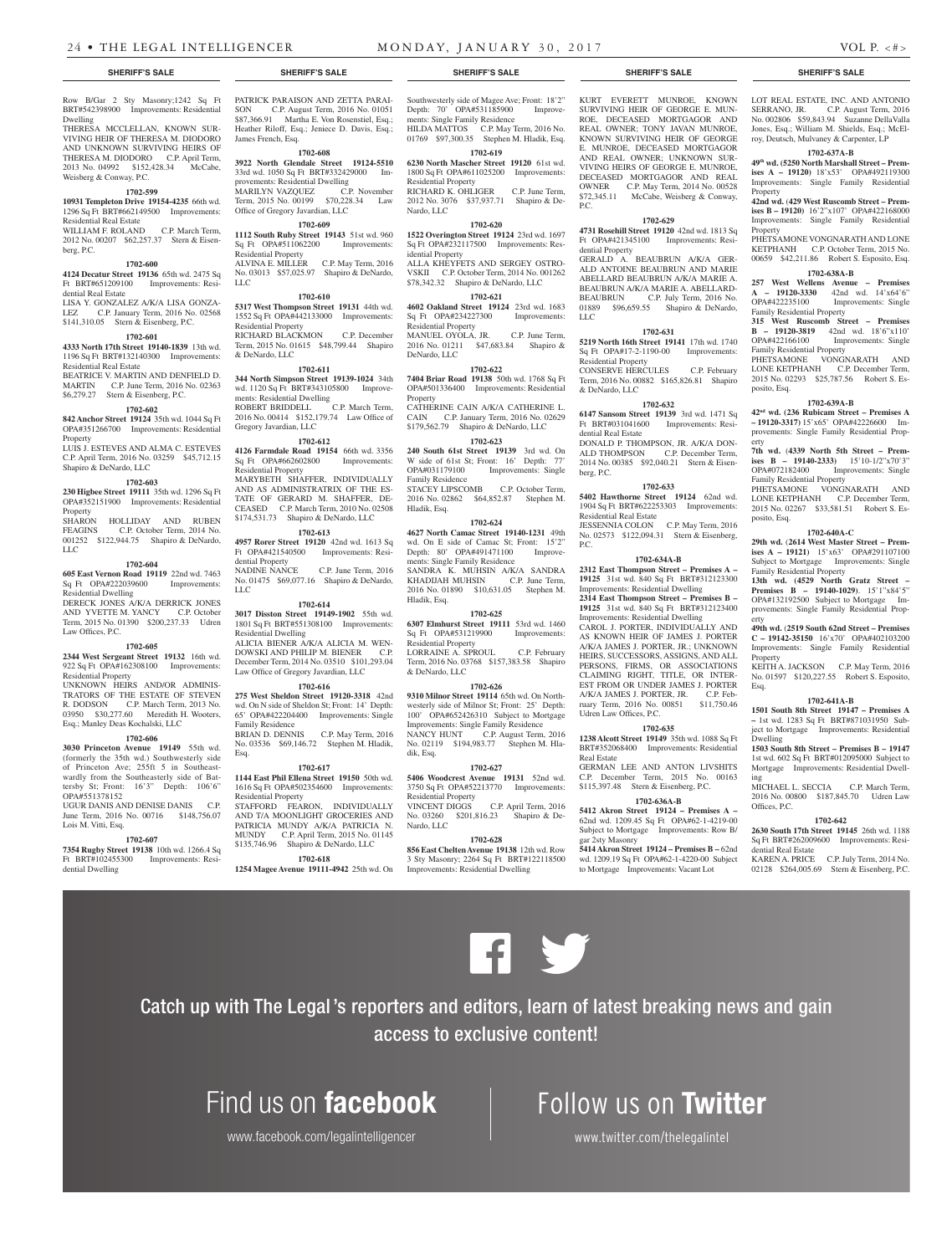**SHERIFF'S SALE**

Row B/Gar 2 Sty Masonry;1242 Sq Ft BRT#542398900 Improvements: Residential Dwelling

THERESA MCCLELLAN, KNOWN SURVIVING HEIR OF THERESA M. DIODORO AND UNKNOWN SURVIVING HEIRS OF THERESA M. DIODORO C.P. April Term, 2013 No. 04992 $152,428.34 McCabe, Weisberg & Conway, P.C.

**1702-599**

**10931 Templeton Drive 19154-4235** 66th wd. 1296 Sq Ft BRT#662149500 Improvements: Residential Real Estate

WILLIAM F. ROLAND C.P. March Term, 2012 No. 00207 $62,257.37 Stern & Eisenberg, P.C.

**1702-600**

**4124 Decatur Street 19136** 65th wd. 2475 Sq Ft BRT#651209100 Improvements: Residential Real Estate

LISA Y. GONZALEZ A/K/A LISA GONZALEZ C.P. January Term, 2016 No. 02568 $141,310.05 Stern & Eisenberg, P.C.

**1702-601**

**4333 North 17th Street 19140-1839** 13th wd. 1196 Sq Ft BRT#132140300 Improvements: Residential Real Estate

BEATRICE V. MARTIN AND DENFIELD D. MARTIN C.P. June Term, 2016 No. 02363 $6,279.27 Stern & Eisenberg, P.C.

**1702-602**

**842 Anchor Street 19124** 35th wd. 1044 Sq Ft OPA#351266700 Improvements: Residential Property

LUIS J. ESTEVES AND ALMA C. ESTEVES C.P. April Term, 2016 No. 03259 $45,712.15 Shapiro & DeNardo, LLC

**1702-603**

**230 Higbee Street 19111** 35th wd. 1296 Sq Ft OPA#352151900 Improvements: Residential Property

SHARON HOLLIDAY AND RUBEN FEAGINS C.P. October Term, 2014 No. 001252 $122,944.75 Shapiro & DeNardo, LLC

**1702-604**

**605 East Vernon Road 19119** 22nd wd. 7463 Sq Ft OPA#222039600 Improvements: Residential Dwelling

DERECK JONES A/K/A DERRICK JONES AND YVETTE M. YANCY C.P. October Term, 2015 No. 01390 $200,237.33 Udren Law Offices, P.C.

**1702-605**

**2344 West Sergeant Street 19132** 16th wd. 922 Sq Ft OPA#162308100 Improvements: Residential Property

UNKNOWN HEIRS AND/OR ADMINISTRATORS OF THE ESTATE OF STEVEN R. DODSON C.P. March Term, 2013 No. 03950 $30,277.60 Meredith H. Wooters, Esq.; Manley Deas Kochalski, LLC

**1702-606**

**3030 Princeton Avenue 19149** 55th wd. (formerly the 35th wd.) Southwesterly side of Princeton Ave; 255ft 5 in Southeastwardly from the Southeasterly side of Battersby St; Front: 16'3" Depth: 106'6" OPA#551378152

UGUR DANIS AND DENISE DANIS C.P. June Term, 2016 No. 00716 $148,756.07 Lois M. Vitti, Esq.

**1702-607**

**7354 Rugby Street 19138** 10th wd. 1266.4 Sq Ft BRT#102455300 Improvements: Residential Dwelling

PATRICK PARAISON AND ZETTA PARAISON C.P. August Term, 2016 No. 01051 $87,366.91 Martha E. Von Rosenstiel, Esq.; Heather Riloff, Esq.; Jeniece D. Davis, Esq.; James French, Esq.

**1702-608**

**3922 North Glendale Street 19124-5510** 33rd wd. 1050 Sq Ft BRT#332429000 Improvements: Residential Dwelling

MARILYN VAZQUEZ C.P. November Term, 2015 No. 00199 $70,228.34 Law Office of Gregory Javardian, LLC

**1702-609**

**1112 South Ruby Street 19143** 51st wd. 960 Sq Ft OPA#511062200 Improvements: Residential Property

ALVINA E. MILLER C.P. May Term, 2016 No. 03013 $57,025.97 Shapiro & DeNardo, LLC

**1702-610**

**5317 West Thompson Street 19131** 44th wd. 1552 Sq Ft OPA#442133000 Improvements: Residential Property

RICHARD BLACKMON C.P. December Term, 2015 No. 01615 $48,799.44 Shapiro & DeNardo, LLC

**1702-611**

**344 North Simpson Street 19139-1024** 34th wd. 1120 Sq Ft BRT#343105800 Improvements: Residential Dwelling

ROBERT BRIDDELL C.P. March Term, 2016 No. 00414 $152,179.74 Law Office of Gregory Javardian, LLC

**1702-612**

**4126 Farmdale Road 19154** 66th wd. 3356 Sq Ft OPA#662602800 Improvements: Residential Property

MARYBETH SHAFFER, INDIVIDUALLY AND AS ADMINISTRATRIX OF THE ESTATE OF GERARD M. SHAFFER, DECEASED C.P. March Term, 2010 No. 02508 $174,531.73 Shapiro & DeNardo, LLC

**1702-613**

**4957 Rorer Street 19120** 42nd wd. 1613 Sq Ft OPA#421540500 Improvements: Residential Property

NADINE NANCE C.P. June Term, 2016 No. 01475 $69,077.16 Shapiro & DeNardo, LLC

**1702-614**

**3017 Disston Street 19149-1902** 55th wd. 1801 Sq Ft BRT#551308100 Improvements: Residential Dwelling

ALICIA BIENER A/K/A ALICIA M. WENDOWSKI AND PHILIP M. BIENER C.P. December Term, 2014 No. 03510 $101,293.04 Law Office of Gregory Javardian, LLC

**1702-616**

**275 West Sheldon Street 19120-3318** 42nd wd. On N side of Sheldon St; Front: 14' Depth: 65' OPA#422204400 Improvements: Single Family Residence

BRIAN D. DENNIS C.P. May Term, 2016 No. 03536 $69,146.72 Stephen M. Hladik, Esq.

**1702-617**

**1144 East Phil Ellena Street 19150** 50th wd. 1616 Sq Ft OPA#502354600 Improvements: Residential Property

STAFFORD FEARON, INDIVIDUALLY AND T/A MOONLIGHT GROCERIES AND PATRICIA MUNDY A/K/A PATRICIA N. MUNDY C.P. April Term, 2015 No. 01145 $135,746.96 Shapiro & DeNardo, LLC

**1702-618**

**1254 Magee Avenue 19111-4942** 25th wd. On Southwesterly side of Magee Ave; Front: 18'2" Depth: 70' OPA#531185900 Improvements: Single Family Residence

HILDA MATTOS C.P. May Term, 2016 No. 01769 $97,300.35 Stephen M. Hladik, Esq.

**1702-619**

**6230 North Mascher Street 19120** 61st wd. 1800 Sq Ft OPA#611025200 Improvements: Residential Property

RICHARD K. OHLIGER C.P. June Term, 2012 No. 3076 $37,937.71 Shapiro & DeNardo, LLC

**1702-620**

**1522 Overington Street 19124** 23rd wd. 1697 Sq Ft OPA#232117500 Improvements: Residential Property

ALLA KHEYFETS AND SERGEY OSTROVSKII C.P. October Term, 2014 No. 001262 $78,342.32 Shapiro & DeNardo, LLC

**1702-621**

**4602 Oakland Street 19124** 23rd wd. 1683 Sq Ft OPA#234227300 Improvements: Residential Property

MANUEL OYOLA, JR. C.P. June Term, 2016 No. 01211 $47,683.84 Shapiro & DeNardo, LLC

**1702-622**

**7404 Briar Road 19138** 50th wd. 1768 Sq Ft OPA#501336400 Improvements: Residential Property

CATHERINE CAIN A/K/A CATHERINE L. CAIN C.P. January Term, 2016 No. 02629 $179,562.79 Shapiro & DeNardo, LLC

**1702-623**

**240 South 61st Street 19139** 3rd wd. On W side of 61st St; Front: 16' Depth: 77' OPA#031179100 Improvements: Single Family Residence

STACEY LIPSCOMB C.P. October Term, 2016 No. 02862 $64,852.87 Stephen M. Hladik, Esq.

**1702-624**

**4627 North Camac Street 19140-1231** 49th wd. On E side of Camac St; Front: 15'2" Depth: 80' OPA#491471100 Improvements: Single Family Residence

SANDRA K. MUHSIN A/K/A SANDRA KHADIJAH MUHSIN C.P. June Term, 2016 No. 01890 $10,631.05 Stephen M. Hladik, Esq.

**1702-625**

**6307 Elmhurst Street 19111** 53rd wd. 1460 Sq Ft OPA#531219900 Improvements: Residential Property

LORRAINE A. SPROUL C.P. February Term, 2016 No. 03768 $157,383.58 Shapiro & DeNardo, LLC

**1702-626**

**9310 Milnor Street 19114** 65th wd. On Northwesterly side of Milnor St; Front: 25' Depth: 100' OPA#652426310 Subject to Mortgage Improvements: Single Family Residence

NANCY HUNT C.P. August Term, 2016 No. 02119 $194,983.77 Stephen M. Hladik, Esq.

**1702-627**

**5406 Woodcrest Avenue 19131** 52nd wd. 3750 Sq Ft OPA#52213770 Improvements: Residential Property

VINCENT DIGGS C.P. April Term, 2016 No. 03260 $201,816.23 Shapiro & DeNardo, LLC

**1702-628**

**856 East Chelten Avenue 19138** 12th wd. Row 3 Sty Masonry; 2264 Sq Ft BRT#122118500 Improvements: Residential Dwelling

KURT EVERETT MUNROE, KNOWN SURVIVING HEIR OF GEORGE E. MUNROE, DECEASED MORTGAGOR AND REAL OWNER; TONY JAVAN MUNROE, KNOWN SURVIVING HEIR OF GEORGE E. MUNROE, DECEASED MORTGAGOR AND REAL OWNER; UNKNOWN SURVIVING HEIRS OF GEORGE E. MUNROE, DECEASED MORTGAGOR AND REAL OWNER C.P. May Term, 2014 No. 00528 $72,345.11 McCabe, Weisberg & Conway, P.C.

**1702-629**

**4731 Rosehill Street 19120** 42nd wd. 1813 Sq Ft OPA#421345100 Improvements: Residential Property

GERALD A. BEAUBRUN A/K/A GERALD ANTOINE BEAUBRUN AND MARIE ABELLARD BEAUBRUN A/K/A MARIE A. BEAUBRUN A/K/A MARIE A. ABELLARD-BEAUBRUN C.P. July Term, 2016 No. 01889 $96,659.55 Shapiro & DeNardo, LLC

**1702-631**

**5219 North 16th Street 19141** 17th wd. 1740 Sq Ft OPA#17-2-1190-00 Improvements: Residential Property

CONSERVE HERCULES C.P. February Term, 2016 No. 00882 $165,826.81 Shapiro & DeNardo, LLC

**1702-632**

**6147 Sansom Street 19139** 3rd wd. 1471 Sq Ft BRT#031041600 Improvements: Residential Real Estate

DONALD P. THOMPSON, JR. A/K/A DONALD THOMPSON C.P. December Term, 2014 No. 00385 $92,040.21 Stern & Eisenberg, P.C.

**1702-633**

**5402 Hawthorne Street 19124** 62nd wd. 1904 Sq Ft BRT#622253303 Improvements: Residential Real Estate

JESSENNIA COLON C.P. May Term, 2016 No. 02573 $122,094.31 Stern & Eisenberg, P.C.

**1702-634A-B**

**2312 East Thompson Street – Premises A – 19125** 31st wd. 840 Sq Ft BRT#312123300 Improvements: Residential Dwelling

**2314 East Thompson Street – Premises B – 19125** 31st wd. 840 Sq Ft BRT#312123400 Improvements: Residential Dwelling

CAROL J. PORTER, INDIVIDUALLY AND AS KNOWN HEIR OF JAMES J. PORTER A/K/A JAMES J. PORTER, JR.; UNKNOWN HEIRS, SUCCESSORS, ASSIGNS, AND ALL PERSONS, FIRMS, OR ASSOCIATIONS CLAIMING RIGHT, TITLE, OR INTEREST FROM OR UNDER JAMES J. PORTER A/K/A JAMES J. PORTER, JR. C.P. February Term, 2016 No. 00851 $11,750.46 Udren Law Offices, P.C.

**1702-635**

**1238 Alcott Street 19149** 35th wd. 1088 Sq Ft BRT#352068400 Improvements: Residential Real Estate

GERMAN LEE AND ANTON LIVSHITS C.P. December Term, 2015 No. 00163 $115,397.48 Stern & Eisenberg, P.C.

**1702-636A-B**

**5412 Akron Street 19124 – Premises A –** 62nd wd. 1209.45 Sq Ft OPA#62-1-4219-00 Subject to Mortgage Improvements: Row B/gar 2sty Masonry

**5414 Akron Street 19124 – Premises B –** 62nd wd. 1209.19 Sq Ft OPA#62-1-4220-00 Subject to Mortgage Improvements: Vacant Lot

LOT REAL ESTATE, INC. AND ANTONIO SERRANO, JR. C.P. August Term, 2016 No. 002806 $59,843.94 Suzanne DellaValla Jones, Esq.; William M. Shields, Esq.; McElroy, Deutsch, Mulvaney & Carpenter, LP

**1702-637A-B**

**49th wd. (5250 North Marshall Street – Premises A – 19120)** 18'x53' OPA#492119300 Improvements: Single Family Residential Property

**42nd wd. (429 West Ruscomb Street – Premises B – 19120)** 16'2"x107' OPA#422168000 Improvements: Single Family Residential Property

PHETSAMONE VONGNARATH AND LONE KETPHANH C.P. October Term, 2015 No. 00659 $42,211.86 Robert S. Esposito, Esq.

**1702-638A-B**

**257 West Wellens Avenue – Premises A – 19120-3330** 42nd wd. 14'x64'6" OPA#422235100 Improvements: Single Family Residential Property

**315 West Ruscomb Street – Premises B – 19120-3819** 42nd wd. 18'6"x110' OPA#422166100 Improvements: Single Family Residential Property

PHETSAMONE VONGNARATH AND LONE KETPHANH C.P. December Term, 2015 No. 02293 $25,787.56 Robert S. Esposito, Esq.

**1702-639A-B**

**42nd wd. (236 Rubicam Street – Premises A – 19120-3317)** 15'x65' OPA#422226600 Improvements: Single Family Residential Property

**7th wd. (4339 North 5th Street – Premises B – 19140-2333)** 15'10-1/2"x70'3" OPA#072182400 Improvements: Single Family Residential Property

PHETSAMONE VONGNARATH AND LONE KETPHANH C.P. December Term, 2015 No. 02267 $33,581.51 Robert S. Esposito, Esq.

**1702-640A-C**

**29th wd. (2614 West Master Street – Premises A – 19121)** 15'x63' OPA#291107100 Subject to Mortgage Improvements: Single Family Residential Property

**13th wd. (4529 North Gratz Street – Premises B – 19140-1029)**. 15'1"x84'5" OPA#132192500 Subject to Mortgage Improvements: Single Family Residential Property

**49th wd. (2519 South 62nd Street – Premises C – 19142-35150** 16'x70' OPA#402103200 Improvements: Single Family Residential Property

KEITH A. JACKSON C.P. May Term, 2016 No. 01597 $120,227.55 Robert S. Esposito, Esq.

**1702-641A-B**

**1501 South 8th Street 19147 – Premises A –** 1st wd. 1283 Sq Ft BRT#871031950 Subject to Mortgage Improvements: Residential Dwelling

**1503 South 8th Street – Premises B – 19147** 1st wd. 602 Sq Ft BRT#012095000 Subject to Mortgage Improvements: Residential Dwelling

MICHAEL L. SECCIA C.P. March Term, 2016 No. 00800 $187,845.70 Udren Law Offices, P.C.

**1702-642**

**2630 South 17th Street 19145** 26th wd. 1188 Sq Ft BRT#262009600 Improvements: Residential Real Estate

KAREN A. PRICE C.P. July Term, 2014 No. 02128 $264,005.69 Stern & Eisenberg, P.C.

Catch up with The Legal's reporters and editors, learn of latest breaking news and gain access to exclusive content!

Find us on **facebook**

www.facebook.com/legalintelligencer

Follow us on **Twitter**

www.twitter.com/thelegalintel